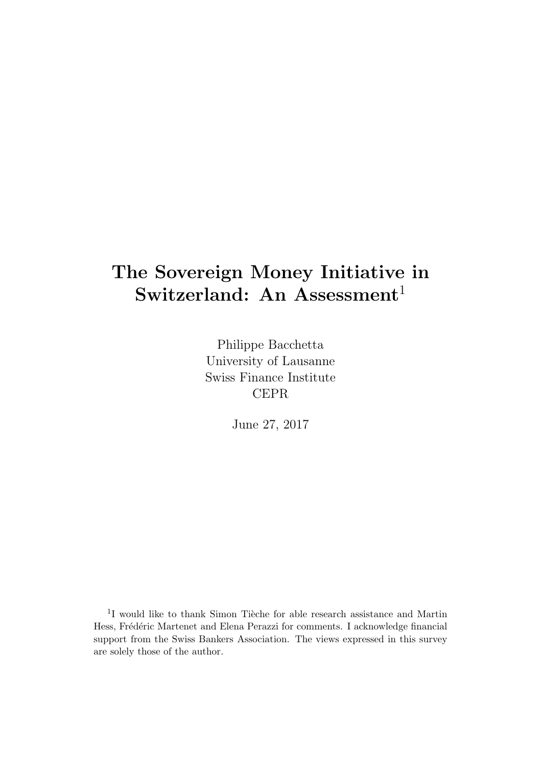# The Sovereign Money Initiative in Switzerland: An Assessment[1]

Philippe Bacchetta
University of Lausanne
Swiss Finance Institute
CEPR

June 27, 2017

[1] I would like to thank Simon Tièche for able research assistance and Martin Hess, Frédéric Martenet and Elena Perazzi for comments. I acknowledge financial support from the Swiss Bankers Association. The views expressed in this survey are solely those of the author.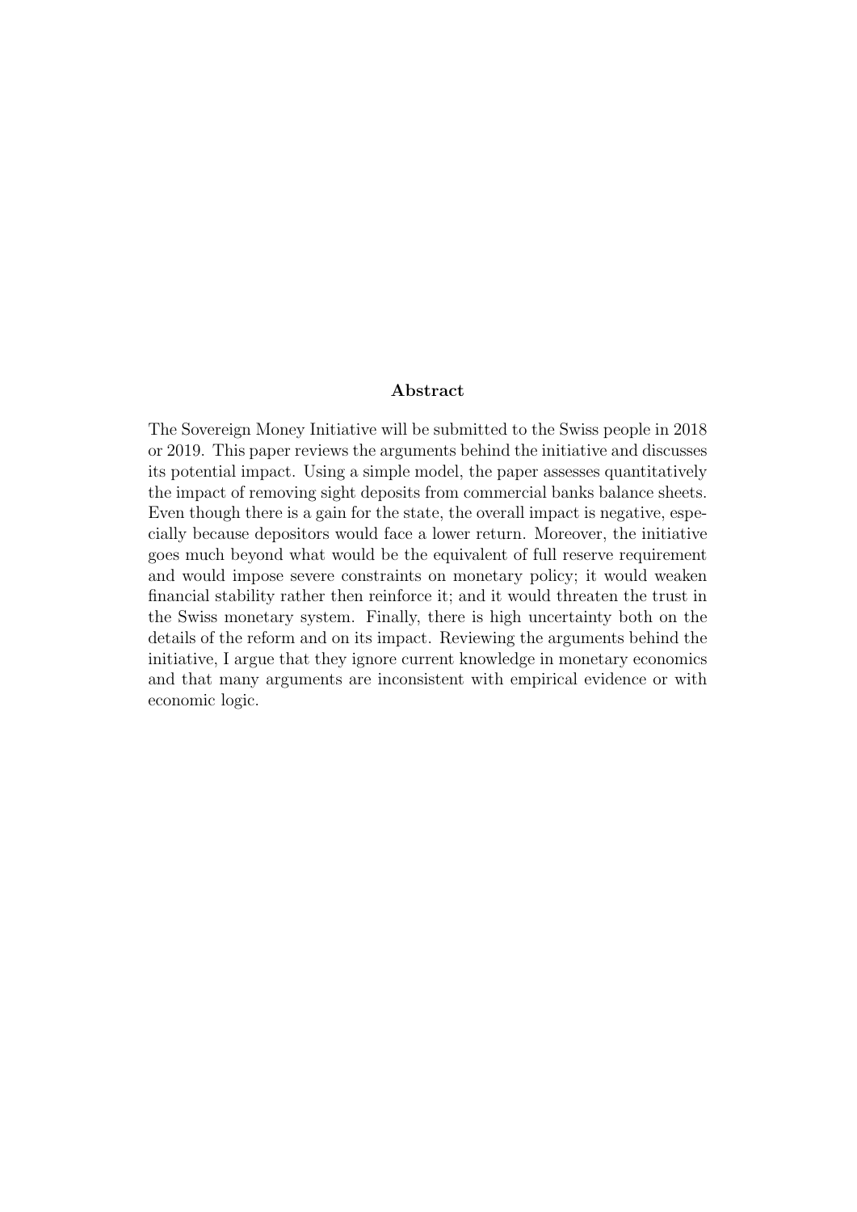**Abstract**

The Sovereign Money Initiative will be submitted to the Swiss people in 2018 or 2019. This paper reviews the arguments behind the initiative and discusses its potential impact. Using a simple model, the paper assesses quantitatively the impact of removing sight deposits from commercial banks balance sheets. Even though there is a gain for the state, the overall impact is negative, especially because depositors would face a lower return. Moreover, the initiative goes much beyond what would be the equivalent of full reserve requirement and would impose severe constraints on monetary policy; it would weaken financial stability rather then reinforce it; and it would threaten the trust in the Swiss monetary system. Finally, there is high uncertainty both on the details of the reform and on its impact. Reviewing the arguments behind the initiative, I argue that they ignore current knowledge in monetary economics and that many arguments are inconsistent with empirical evidence or with economic logic.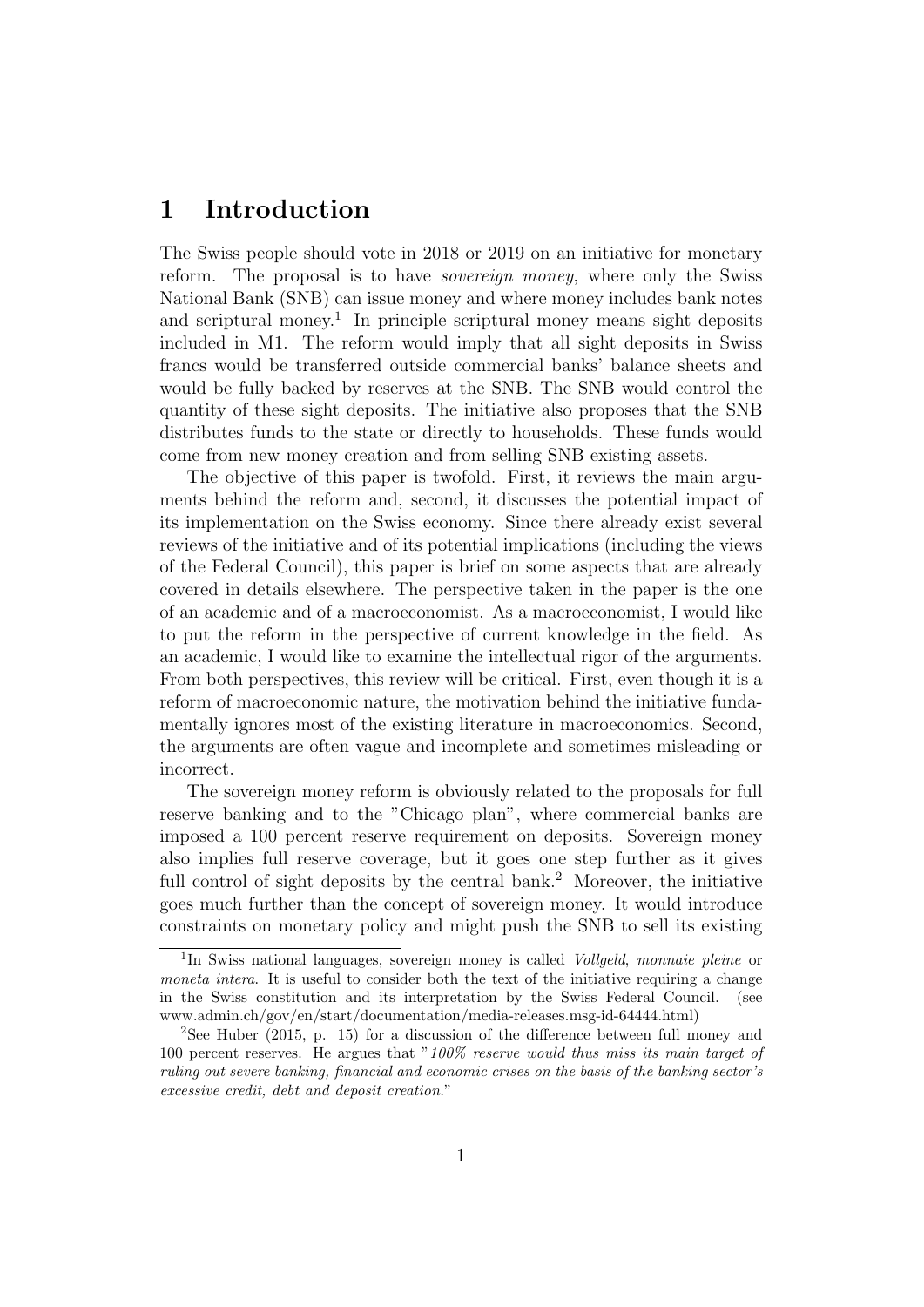# 1 Introduction

The Swiss people should vote in 2018 or 2019 on an initiative for monetary reform. The proposal is to have *sovereign money*, where only the Swiss National Bank (SNB) can issue money and where money includes bank notes and scriptural money.[1] In principle scriptural money means sight deposits included in M1. The reform would imply that all sight deposits in Swiss francs would be transferred outside commercial banks' balance sheets and would be fully backed by reserves at the SNB. The SNB would control the quantity of these sight deposits. The initiative also proposes that the SNB distributes funds to the state or directly to households. These funds would come from new money creation and from selling SNB existing assets.

The objective of this paper is twofold. First, it reviews the main arguments behind the reform and, second, it discusses the potential impact of its implementation on the Swiss economy. Since there already exist several reviews of the initiative and of its potential implications (including the views of the Federal Council), this paper is brief on some aspects that are already covered in details elsewhere. The perspective taken in the paper is the one of an academic and of a macroeconomist. As a macroeconomist, I would like to put the reform in the perspective of current knowledge in the field. As an academic, I would like to examine the intellectual rigor of the arguments. From both perspectives, this review will be critical. First, even though it is a reform of macroeconomic nature, the motivation behind the initiative fundamentally ignores most of the existing literature in macroeconomics. Second, the arguments are often vague and incomplete and sometimes misleading or incorrect.

The sovereign money reform is obviously related to the proposals for full reserve banking and to the "Chicago plan", where commercial banks are imposed a 100 percent reserve requirement on deposits. Sovereign money also implies full reserve coverage, but it goes one step further as it gives full control of sight deposits by the central bank.[2] Moreover, the initiative goes much further than the concept of sovereign money. It would introduce constraints on monetary policy and might push the SNB to sell its existing

---

[1] In Swiss national languages, sovereign money is called *Vollgeld*, *monnaie pleine* or *moneta intera*. It is useful to consider both the text of the initiative requiring a change in the Swiss constitution and its interpretation by the Swiss Federal Council. (see www.admin.ch/gov/en/start/documentation/media-releases.msg-id-64444.html)

[2] See Huber (2015, p. 15) for a discussion of the difference between full money and 100 percent reserves. He argues that "*100% reserve would thus miss its main target of ruling out severe banking, financial and economic crises on the basis of the banking sector's excessive credit, debt and deposit creation.*"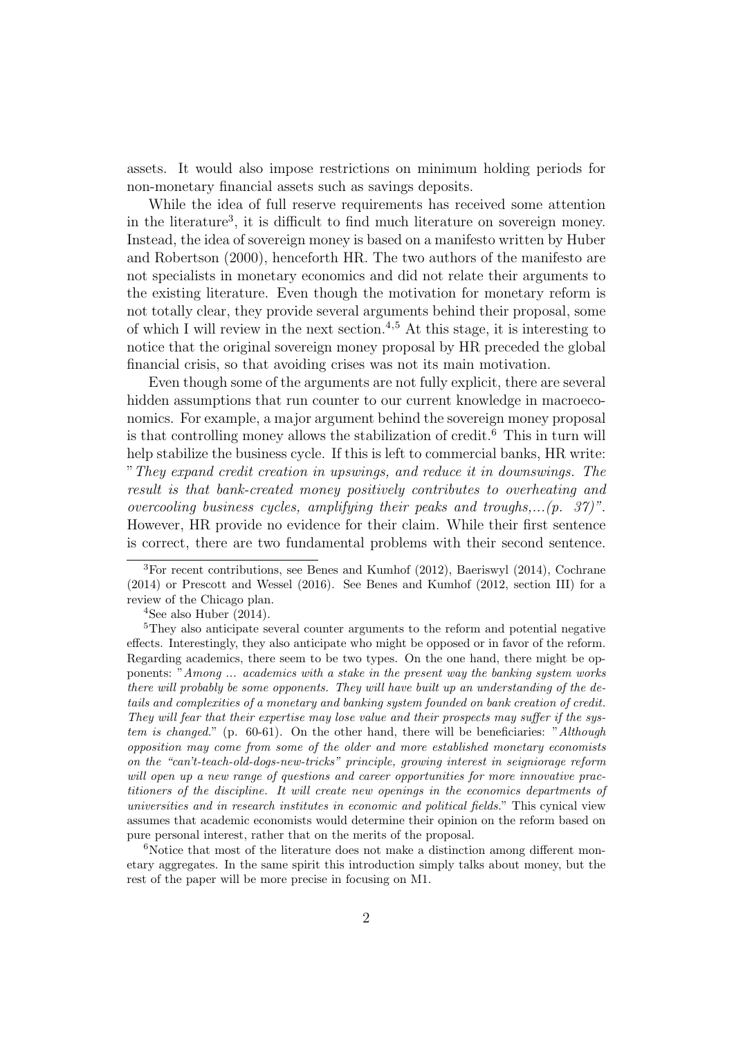assets. It would also impose restrictions on minimum holding periods for non-monetary financial assets such as savings deposits.

While the idea of full reserve requirements has received some attention in the literature[3], it is difficult to find much literature on sovereign money. Instead, the idea of sovereign money is based on a manifesto written by Huber and Robertson (2000), henceforth HR. The two authors of the manifesto are not specialists in monetary economics and did not relate their arguments to the existing literature. Even though the motivation for monetary reform is not totally clear, they provide several arguments behind their proposal, some of which I will review in the next section.[4,5] At this stage, it is interesting to notice that the original sovereign money proposal by HR preceded the global financial crisis, so that avoiding crises was not its main motivation.

Even though some of the arguments are not fully explicit, there are several hidden assumptions that run counter to our current knowledge in macroeconomics. For example, a major argument behind the sovereign money proposal is that controlling money allows the stabilization of credit.[6] This in turn will help stabilize the business cycle. If this is left to commercial banks, HR write: "*They expand credit creation in upswings, and reduce it in downswings. The result is that bank-created money positively contributes to overheating and overcooling business cycles, amplifying their peaks and troughs,...(p. 37)*". However, HR provide no evidence for their claim. While their first sentence is correct, there are two fundamental problems with their second sentence.

---

[3]For recent contributions, see Benes and Kumhof (2012), Baeriswyl (2014), Cochrane (2014) or Prescott and Wessel (2016). See Benes and Kumhof (2012, section III) for a review of the Chicago plan.

[4]See also Huber (2014).

[5]They also anticipate several counter arguments to the reform and potential negative effects. Interestingly, they also anticipate who might be opposed or in favor of the reform. Regarding academics, there seem to be two types. On the one hand, there might be opponents: "*Among ... academics with a stake in the present way the banking system works there will probably be some opponents. They will have built up an understanding of the details and complexities of a monetary and banking system founded on bank creation of credit. They will fear that their expertise may lose value and their prospects may suffer if the system is changed.*" (p. 60-61). On the other hand, there will be beneficiaries: "*Although opposition may come from some of the older and more established monetary economists on the "can't-teach-old-dogs-new-tricks" principle, growing interest in seigniorage reform will open up a new range of questions and career opportunities for more innovative practitioners of the discipline. It will create new openings in the economics departments of universities and in research institutes in economic and political fields.*" This cynical view assumes that academic economists would determine their opinion on the reform based on pure personal interest, rather that on the merits of the proposal.

[6]Notice that most of the literature does not make a distinction among different monetary aggregates. In the same spirit this introduction simply talks about money, but the rest of the paper will be more precise in focusing on M1.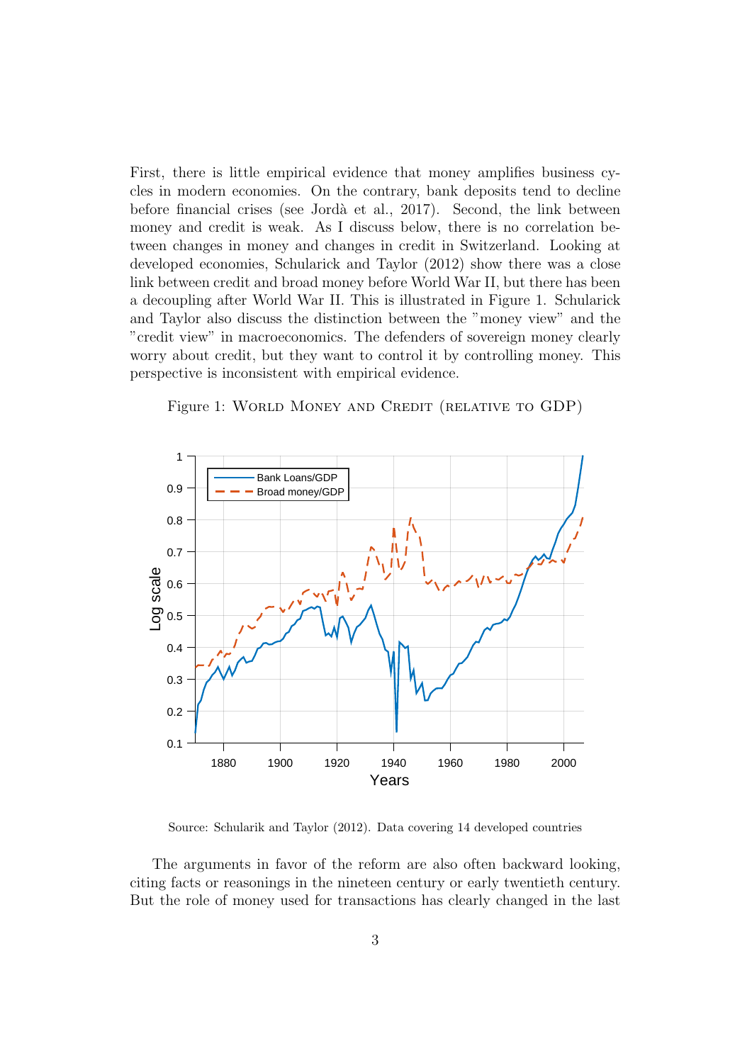First, there is little empirical evidence that money amplifies business cycles in modern economies. On the contrary, bank deposits tend to decline before financial crises (see Jordà et al., 2017). Second, the link between money and credit is weak. As I discuss below, there is no correlation between changes in money and changes in credit in Switzerland. Looking at developed economies, Schularick and Taylor (2012) show there was a close link between credit and broad money before World War II, but there has been a decoupling after World War II. This is illustrated in Figure 1. Schularick and Taylor also discuss the distinction between the "money view" and the "credit view" in macroeconomics. The defenders of sovereign money clearly worry about credit, but they want to control it by controlling money. This perspective is inconsistent with empirical evidence.

Figure 1: World Money and Credit (relative to GDP)

Source: Schularik and Taylor (2012). Data covering 14 developed countries

The arguments in favor of the reform are also often backward looking, citing facts or reasonings in the nineteen century or early twentieth century. But the role of money used for transactions has clearly changed in the last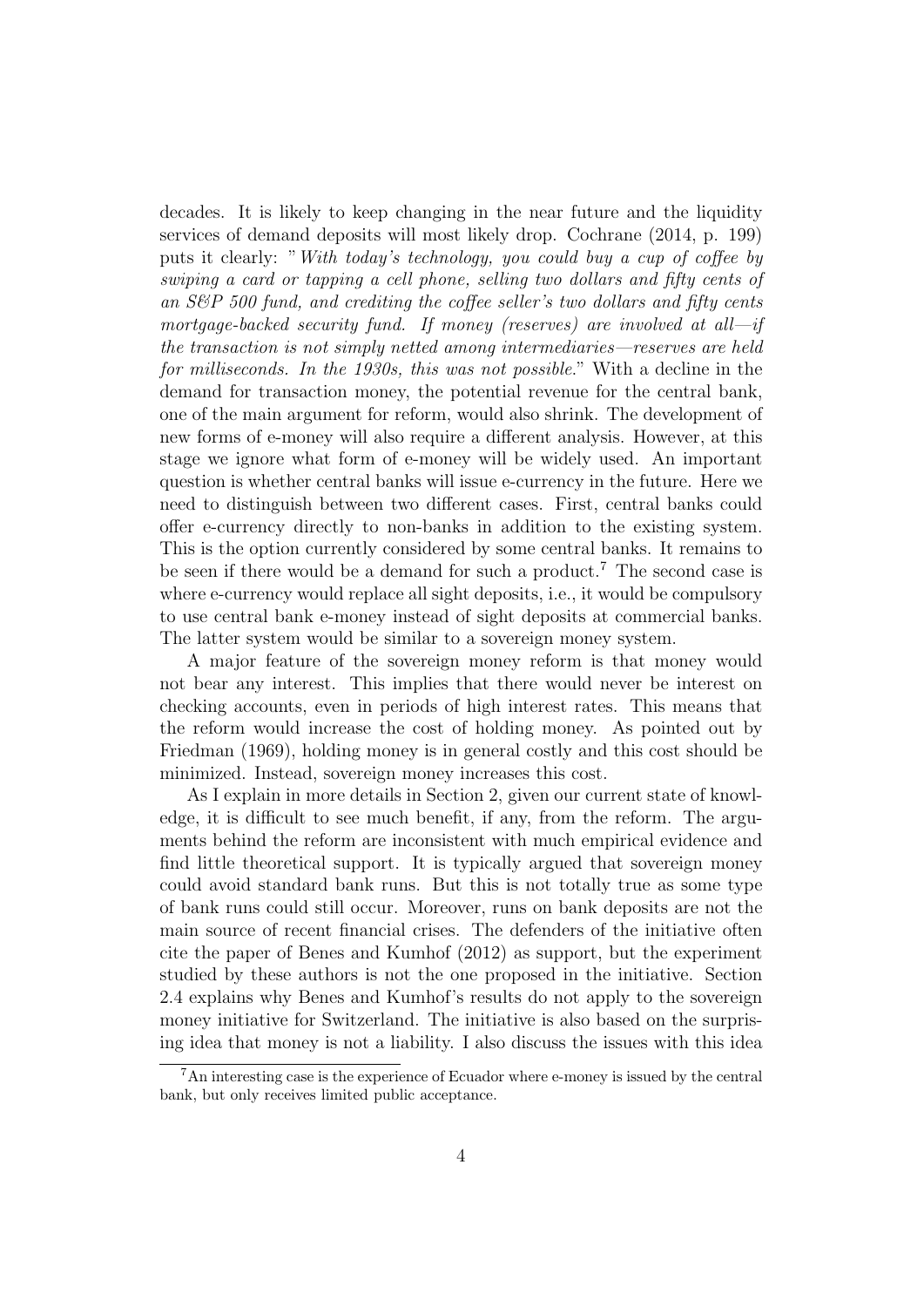decades. It is likely to keep changing in the near future and the liquidity services of demand deposits will most likely drop. Cochrane (2014, p. 199) puts it clearly: "*With today's technology, you could buy a cup of coffee by swiping a card or tapping a cell phone, selling two dollars and fifty cents of an S&P 500 fund, and crediting the coffee seller's two dollars and fifty cents mortgage-backed security fund. If money (reserves) are involved at all—if the transaction is not simply netted among intermediaries—reserves are held for milliseconds. In the 1930s, this was not possible.*" With a decline in the demand for transaction money, the potential revenue for the central bank, one of the main argument for reform, would also shrink. The development of new forms of e-money will also require a different analysis. However, at this stage we ignore what form of e-money will be widely used. An important question is whether central banks will issue e-currency in the future. Here we need to distinguish between two different cases. First, central banks could offer e-currency directly to non-banks in addition to the existing system. This is the option currently considered by some central banks. It remains to be seen if there would be a demand for such a product.[7] The second case is where e-currency would replace all sight deposits, i.e., it would be compulsory to use central bank e-money instead of sight deposits at commercial banks. The latter system would be similar to a sovereign money system.

A major feature of the sovereign money reform is that money would not bear any interest. This implies that there would never be interest on checking accounts, even in periods of high interest rates. This means that the reform would increase the cost of holding money. As pointed out by Friedman (1969), holding money is in general costly and this cost should be minimized. Instead, sovereign money increases this cost.

As I explain in more details in Section 2, given our current state of knowledge, it is difficult to see much benefit, if any, from the reform. The arguments behind the reform are inconsistent with much empirical evidence and find little theoretical support. It is typically argued that sovereign money could avoid standard bank runs. But this is not totally true as some type of bank runs could still occur. Moreover, runs on bank deposits are not the main source of recent financial crises. The defenders of the initiative often cite the paper of Benes and Kumhof (2012) as support, but the experiment studied by these authors is not the one proposed in the initiative. Section 2.4 explains why Benes and Kumhof's results do not apply to the sovereign money initiative for Switzerland. The initiative is also based on the surprising idea that money is not a liability. I also discuss the issues with this idea

[7] An interesting case is the experience of Ecuador where e-money is issued by the central bank, but only receives limited public acceptance.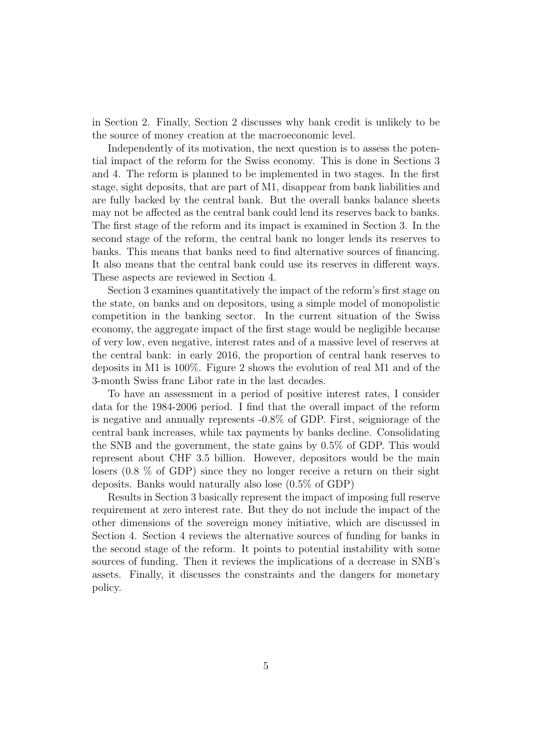in Section 2. Finally, Section 2 discusses why bank credit is unlikely to be the source of money creation at the macroeconomic level.

Independently of its motivation, the next question is to assess the potential impact of the reform for the Swiss economy. This is done in Sections 3 and 4. The reform is planned to be implemented in two stages. In the first stage, sight deposits, that are part of M1, disappear from bank liabilities and are fully backed by the central bank. But the overall banks balance sheets may not be affected as the central bank could lend its reserves back to banks. The first stage of the reform and its impact is examined in Section 3. In the second stage of the reform, the central bank no longer lends its reserves to banks. This means that banks need to find alternative sources of financing. It also means that the central bank could use its reserves in different ways. These aspects are reviewed in Section 4.

Section 3 examines quantitatively the impact of the reform's first stage on the state, on banks and on depositors, using a simple model of monopolistic competition in the banking sector. In the current situation of the Swiss economy, the aggregate impact of the first stage would be negligible because of very low, even negative, interest rates and of a massive level of reserves at the central bank: in early 2016, the proportion of central bank reserves to deposits in M1 is 100%. Figure 2 shows the evolution of real M1 and of the 3-month Swiss franc Libor rate in the last decades.

To have an assessment in a period of positive interest rates, I consider data for the 1984-2006 period. I find that the overall impact of the reform is negative and annually represents -0.8% of GDP. First, seigniorage of the central bank increases, while tax payments by banks decline. Consolidating the SNB and the government, the state gains by 0.5% of GDP. This would represent about CHF 3.5 billion. However, depositors would be the main losers (0.8 % of GDP) since they no longer receive a return on their sight deposits. Banks would naturally also lose (0.5% of GDP)

Results in Section 3 basically represent the impact of imposing full reserve requirement at zero interest rate. But they do not include the impact of the other dimensions of the sovereign money initiative, which are discussed in Section 4. Section 4 reviews the alternative sources of funding for banks in the second stage of the reform. It points to potential instability with some sources of funding. Then it reviews the implications of a decrease in SNB's assets. Finally, it discusses the constraints and the dangers for monetary policy.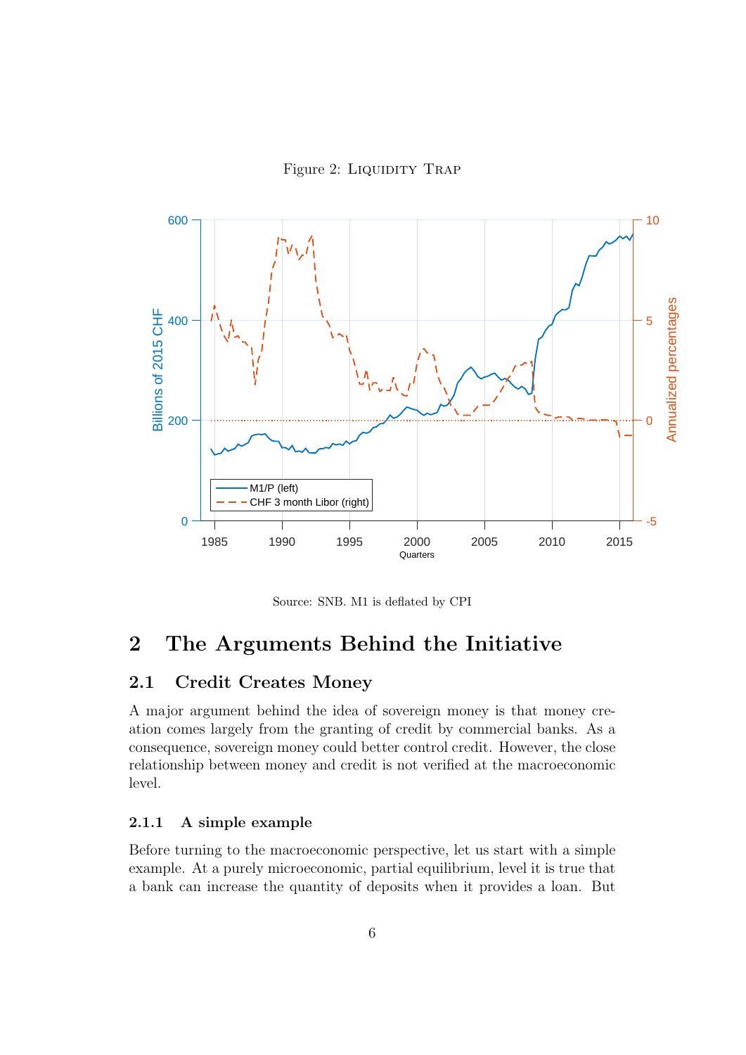Figure 2: Liquidity Trap

Source: SNB. M1 is deflated by CPI

## 2 The Arguments Behind the Initiative

### 2.1 Credit Creates Money

A major argument behind the idea of sovereign money is that money creation comes largely from the granting of credit by commercial banks. As a consequence, sovereign money could better control credit. However, the close relationship between money and credit is not verified at the macroeconomic level.

#### 2.1.1 A simple example

Before turning to the macroeconomic perspective, let us start with a simple example. At a purely microeconomic, partial equilibrium, level it is true that a bank can increase the quantity of deposits when it provides a loan. But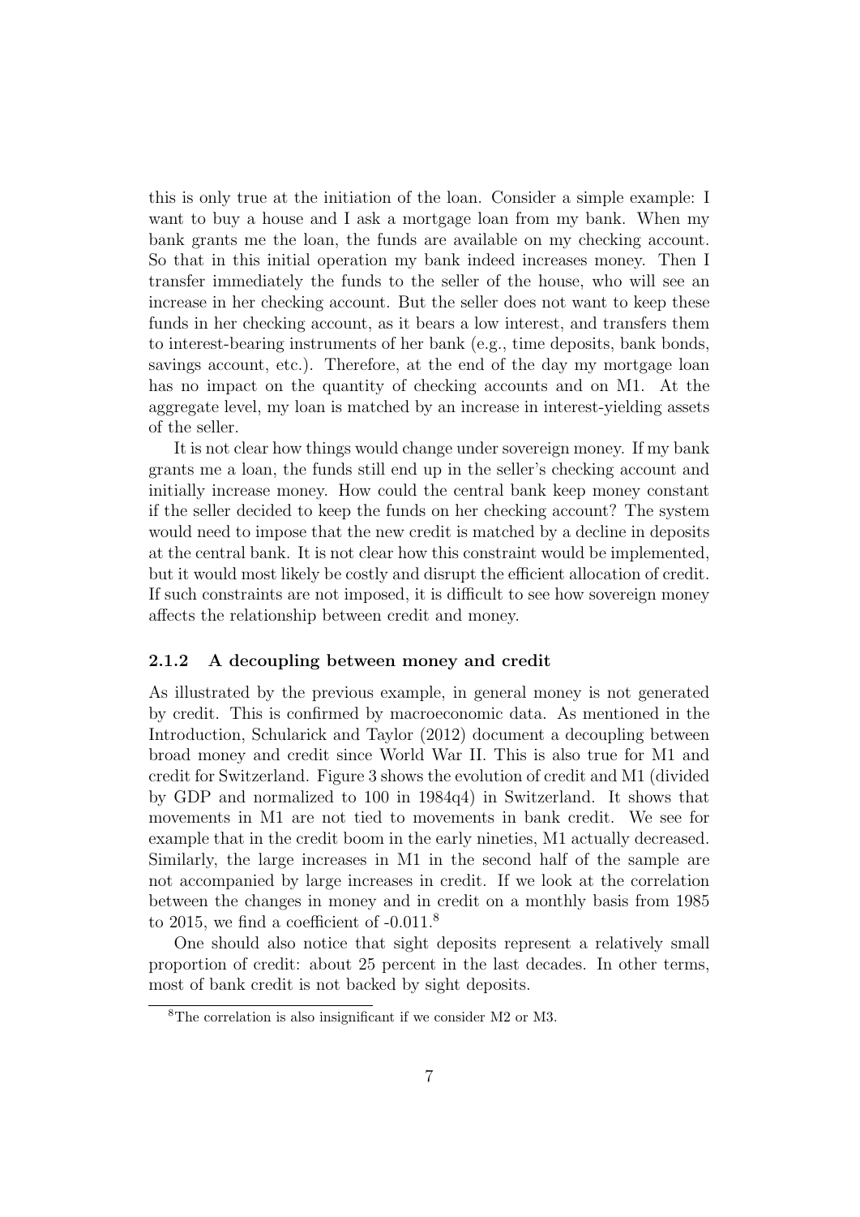this is only true at the initiation of the loan. Consider a simple example: I want to buy a house and I ask a mortgage loan from my bank. When my bank grants me the loan, the funds are available on my checking account. So that in this initial operation my bank indeed increases money. Then I transfer immediately the funds to the seller of the house, who will see an increase in her checking account. But the seller does not want to keep these funds in her checking account, as it bears a low interest, and transfers them to interest-bearing instruments of her bank (e.g., time deposits, bank bonds, savings account, etc.). Therefore, at the end of the day my mortgage loan has no impact on the quantity of checking accounts and on M1. At the aggregate level, my loan is matched by an increase in interest-yielding assets of the seller.

It is not clear how things would change under sovereign money. If my bank grants me a loan, the funds still end up in the seller's checking account and initially increase money. How could the central bank keep money constant if the seller decided to keep the funds on her checking account? The system would need to impose that the new credit is matched by a decline in deposits at the central bank. It is not clear how this constraint would be implemented, but it would most likely be costly and disrupt the efficient allocation of credit. If such constraints are not imposed, it is difficult to see how sovereign money affects the relationship between credit and money.

### 2.1.2 A decoupling between money and credit

As illustrated by the previous example, in general money is not generated by credit. This is confirmed by macroeconomic data. As mentioned in the Introduction, Schularick and Taylor (2012) document a decoupling between broad money and credit since World War II. This is also true for M1 and credit for Switzerland. Figure 3 shows the evolution of credit and M1 (divided by GDP and normalized to 100 in 1984q4) in Switzerland. It shows that movements in M1 are not tied to movements in bank credit. We see for example that in the credit boom in the early nineties, M1 actually decreased. Similarly, the large increases in M1 in the second half of the sample are not accompanied by large increases in credit. If we look at the correlation between the changes in money and in credit on a monthly basis from 1985 to 2015, we find a coefficient of -0.011.[8]

One should also notice that sight deposits represent a relatively small proportion of credit: about 25 percent in the last decades. In other terms, most of bank credit is not backed by sight deposits.

[8] The correlation is also insignificant if we consider M2 or M3.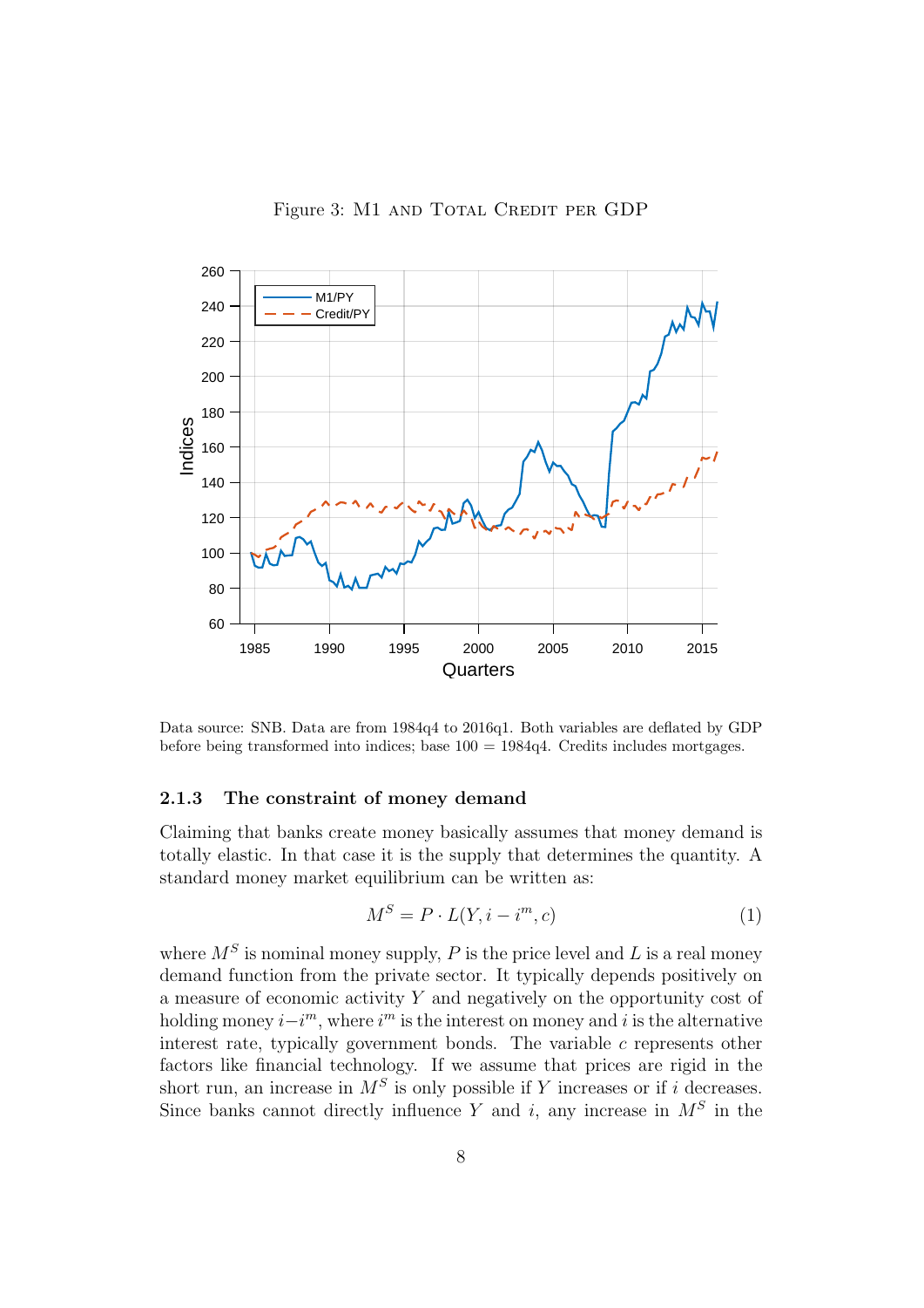Figure 3: M1 and Total Credit per GDP

Data source: SNB. Data are from 1984q4 to 2016q1. Both variables are deflated by GDP before being transformed into indices; base 100 = 1984q4. Credits includes mortgages.

### 2.1.3 The constraint of money demand

Claiming that banks create money basically assumes that money demand is totally elastic. In that case it is the supply that determines the quantity. A standard money market equilibrium can be written as:

$$M^S = P \cdot L(Y, i - i^m, c) \tag{1}$$

where $M^S$ is nominal money supply, $P$ is the price level and $L$ is a real money demand function from the private sector. It typically depends positively on a measure of economic activity $Y$ and negatively on the opportunity cost of holding money $i - i^m$, where $i^m$ is the interest on money and $i$ is the alternative interest rate, typically government bonds. The variable $c$ represents other factors like financial technology. If we assume that prices are rigid in the short run, an increase in $M^S$ is only possible if $Y$ increases or if $i$ decreases. Since banks cannot directly influence $Y$ and $i$, any increase in $M^S$ in the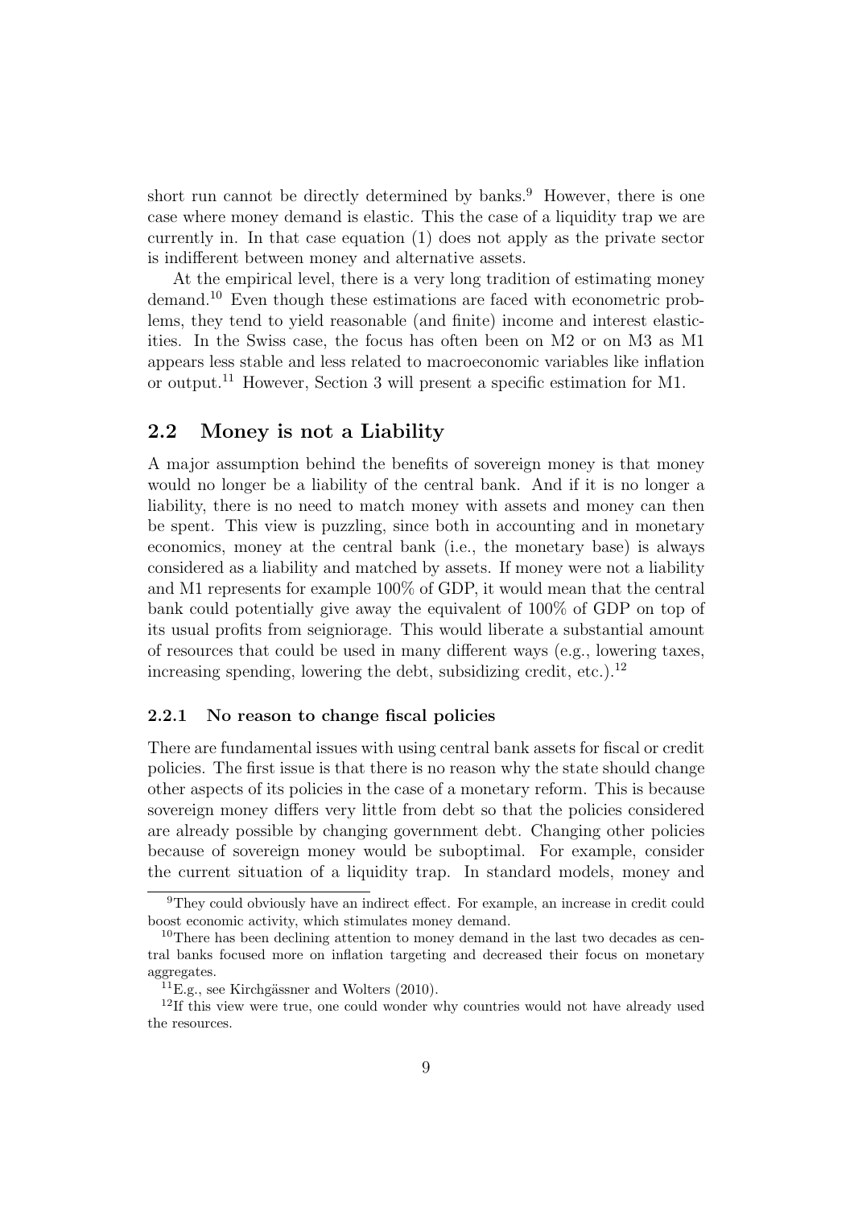short run cannot be directly determined by banks.[9] However, there is one case where money demand is elastic. This the case of a liquidity trap we are currently in. In that case equation (1) does not apply as the private sector is indifferent between money and alternative assets.

At the empirical level, there is a very long tradition of estimating money demand.[10] Even though these estimations are faced with econometric problems, they tend to yield reasonable (and finite) income and interest elasticities. In the Swiss case, the focus has often been on M2 or on M3 as M1 appears less stable and less related to macroeconomic variables like inflation or output.[11] However, Section 3 will present a specific estimation for M1.

## 2.2 Money is not a Liability

A major assumption behind the benefits of sovereign money is that money would no longer be a liability of the central bank. And if it is no longer a liability, there is no need to match money with assets and money can then be spent. This view is puzzling, since both in accounting and in monetary economics, money at the central bank (i.e., the monetary base) is always considered as a liability and matched by assets. If money were not a liability and M1 represents for example 100% of GDP, it would mean that the central bank could potentially give away the equivalent of 100% of GDP on top of its usual profits from seigniorage. This would liberate a substantial amount of resources that could be used in many different ways (e.g., lowering taxes, increasing spending, lowering the debt, subsidizing credit, etc.).[12]

### 2.2.1 No reason to change fiscal policies

There are fundamental issues with using central bank assets for fiscal or credit policies. The first issue is that there is no reason why the state should change other aspects of its policies in the case of a monetary reform. This is because sovereign money differs very little from debt so that the policies considered are already possible by changing government debt. Changing other policies because of sovereign money would be suboptimal. For example, consider the current situation of a liquidity trap. In standard models, money and

[9] They could obviously have an indirect effect. For example, an increase in credit could boost economic activity, which stimulates money demand.

[10] There has been declining attention to money demand in the last two decades as central banks focused more on inflation targeting and decreased their focus on monetary aggregates.

[11] E.g., see Kirchgässner and Wolters (2010).

[12] If this view were true, one could wonder why countries would not have already used the resources.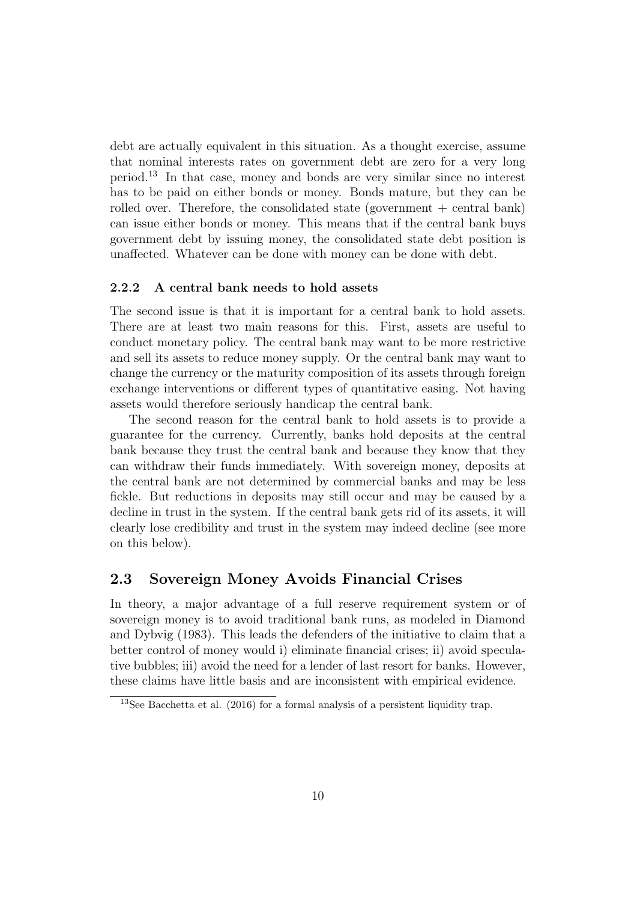debt are actually equivalent in this situation. As a thought exercise, assume that nominal interests rates on government debt are zero for a very long period.[13] In that case, money and bonds are very similar since no interest has to be paid on either bonds or money. Bonds mature, but they can be rolled over. Therefore, the consolidated state (government + central bank) can issue either bonds or money. This means that if the central bank buys government debt by issuing money, the consolidated state debt position is unaffected. Whatever can be done with money can be done with debt.

### 2.2.2 A central bank needs to hold assets

The second issue is that it is important for a central bank to hold assets. There are at least two main reasons for this. First, assets are useful to conduct monetary policy. The central bank may want to be more restrictive and sell its assets to reduce money supply. Or the central bank may want to change the currency or the maturity composition of its assets through foreign exchange interventions or different types of quantitative easing. Not having assets would therefore seriously handicap the central bank.

The second reason for the central bank to hold assets is to provide a guarantee for the currency. Currently, banks hold deposits at the central bank because they trust the central bank and because they know that they can withdraw their funds immediately. With sovereign money, deposits at the central bank are not determined by commercial banks and may be less fickle. But reductions in deposits may still occur and may be caused by a decline in trust in the system. If the central bank gets rid of its assets, it will clearly lose credibility and trust in the system may indeed decline (see more on this below).

## 2.3 Sovereign Money Avoids Financial Crises

In theory, a major advantage of a full reserve requirement system or of sovereign money is to avoid traditional bank runs, as modeled in Diamond and Dybvig (1983). This leads the defenders of the initiative to claim that a better control of money would i) eliminate financial crises; ii) avoid speculative bubbles; iii) avoid the need for a lender of last resort for banks. However, these claims have little basis and are inconsistent with empirical evidence.

[13] See Bacchetta et al. (2016) for a formal analysis of a persistent liquidity trap.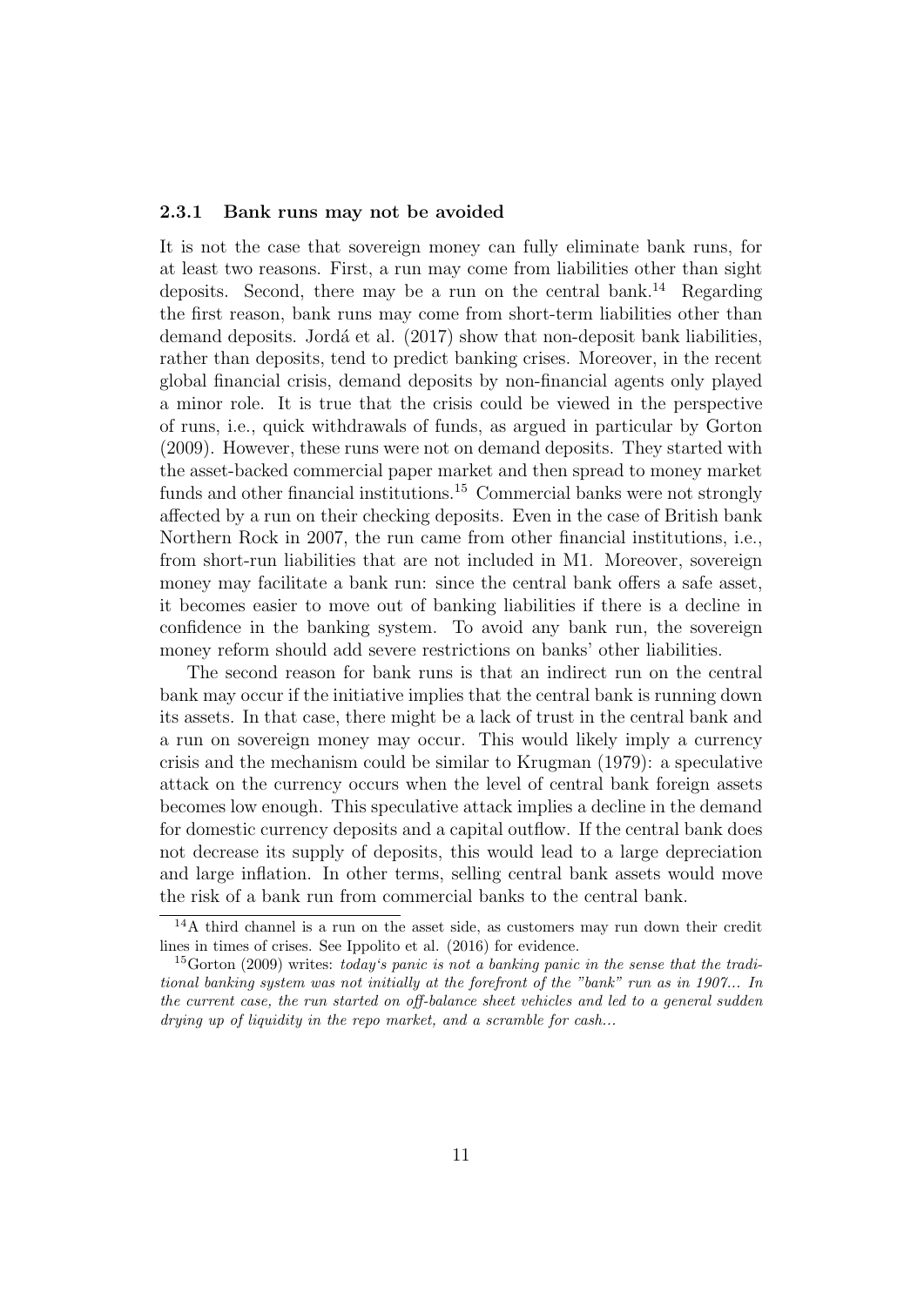### 2.3.1 Bank runs may not be avoided

It is not the case that sovereign money can fully eliminate bank runs, for at least two reasons. First, a run may come from liabilities other than sight deposits. Second, there may be a run on the central bank.[14] Regarding the first reason, bank runs may come from short-term liabilities other than demand deposits. Jordá et al. (2017) show that non-deposit bank liabilities, rather than deposits, tend to predict banking crises. Moreover, in the recent global financial crisis, demand deposits by non-financial agents only played a minor role. It is true that the crisis could be viewed in the perspective of runs, i.e., quick withdrawals of funds, as argued in particular by Gorton (2009). However, these runs were not on demand deposits. They started with the asset-backed commercial paper market and then spread to money market funds and other financial institutions.[15] Commercial banks were not strongly affected by a run on their checking deposits. Even in the case of British bank Northern Rock in 2007, the run came from other financial institutions, i.e., from short-run liabilities that are not included in M1. Moreover, sovereign money may facilitate a bank run: since the central bank offers a safe asset, it becomes easier to move out of banking liabilities if there is a decline in confidence in the banking system. To avoid any bank run, the sovereign money reform should add severe restrictions on banks' other liabilities.

The second reason for bank runs is that an indirect run on the central bank may occur if the initiative implies that the central bank is running down its assets. In that case, there might be a lack of trust in the central bank and a run on sovereign money may occur. This would likely imply a currency crisis and the mechanism could be similar to Krugman (1979): a speculative attack on the currency occurs when the level of central bank foreign assets becomes low enough. This speculative attack implies a decline in the demand for domestic currency deposits and a capital outflow. If the central bank does not decrease its supply of deposits, this would lead to a large depreciation and large inflation. In other terms, selling central bank assets would move the risk of a bank run from commercial banks to the central bank.

[14] A third channel is a run on the asset side, as customers may run down their credit lines in times of crises. See Ippolito et al. (2016) for evidence.

[15] Gorton (2009) writes: *today's panic is not a banking panic in the sense that the traditional banking system was not initially at the forefront of the "bank" run as in 1907... In the current case, the run started on off-balance sheet vehicles and led to a general sudden drying up of liquidity in the repo market, and a scramble for cash...*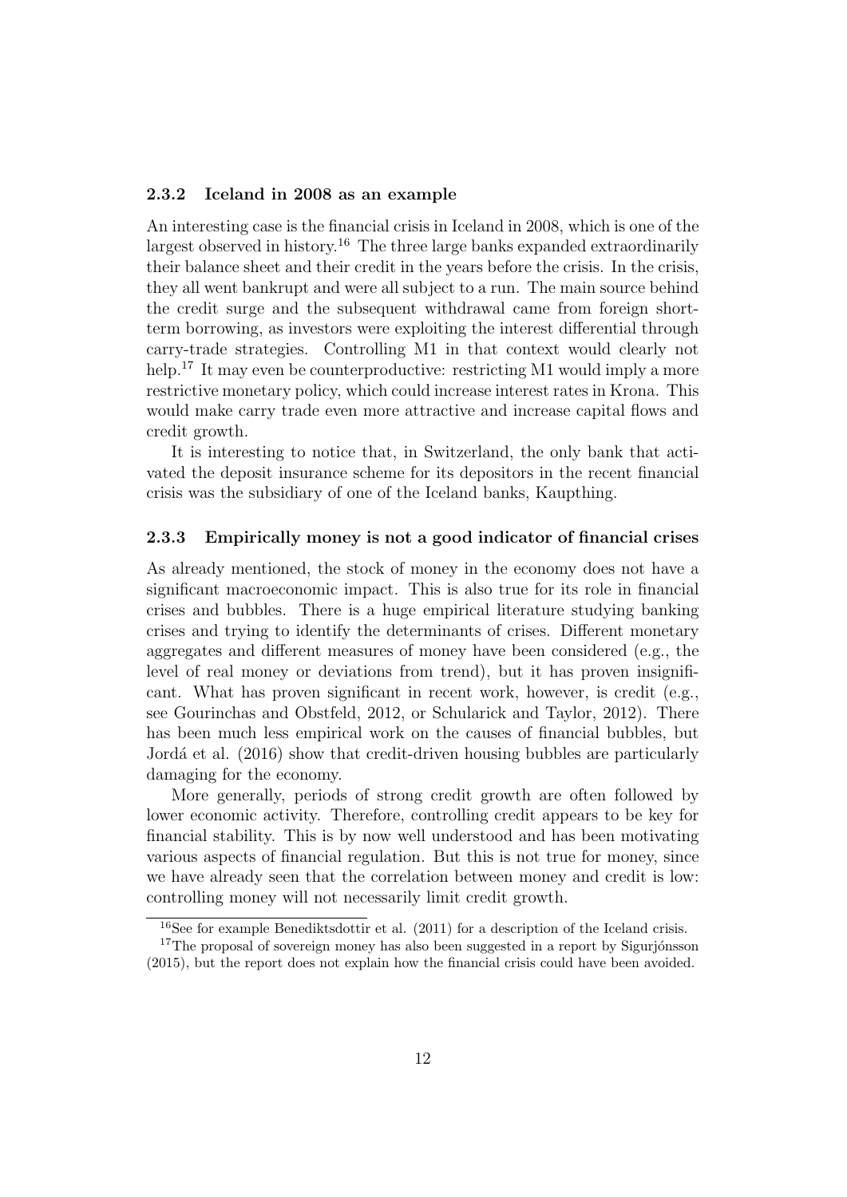### 2.3.2 Iceland in 2008 as an example

An interesting case is the financial crisis in Iceland in 2008, which is one of the largest observed in history.[16] The three large banks expanded extraordinarily their balance sheet and their credit in the years before the crisis. In the crisis, they all went bankrupt and were all subject to a run. The main source behind the credit surge and the subsequent withdrawal came from foreign short-term borrowing, as investors were exploiting the interest differential through carry-trade strategies. Controlling M1 in that context would clearly not help.[17] It may even be counterproductive: restricting M1 would imply a more restrictive monetary policy, which could increase interest rates in Krona. This would make carry trade even more attractive and increase capital flows and credit growth.

It is interesting to notice that, in Switzerland, the only bank that activated the deposit insurance scheme for its depositors in the recent financial crisis was the subsidiary of one of the Iceland banks, Kaupthing.

### 2.3.3 Empirically money is not a good indicator of financial crises

As already mentioned, the stock of money in the economy does not have a significant macroeconomic impact. This is also true for its role in financial crises and bubbles. There is a huge empirical literature studying banking crises and trying to identify the determinants of crises. Different monetary aggregates and different measures of money have been considered (e.g., the level of real money or deviations from trend), but it has proven insignificant. What has proven significant in recent work, however, is credit (e.g., see Gourinchas and Obstfeld, 2012, or Schularick and Taylor, 2012). There has been much less empirical work on the causes of financial bubbles, but Jordá et al. (2016) show that credit-driven housing bubbles are particularly damaging for the economy.

More generally, periods of strong credit growth are often followed by lower economic activity. Therefore, controlling credit appears to be key for financial stability. This is by now well understood and has been motivating various aspects of financial regulation. But this is not true for money, since we have already seen that the correlation between money and credit is low: controlling money will not necessarily limit credit growth.

[16] See for example Benediktsdottir et al. (2011) for a description of the Iceland crisis.

[17] The proposal of sovereign money has also been suggested in a report by Sigurjónsson (2015), but the report does not explain how the financial crisis could have been avoided.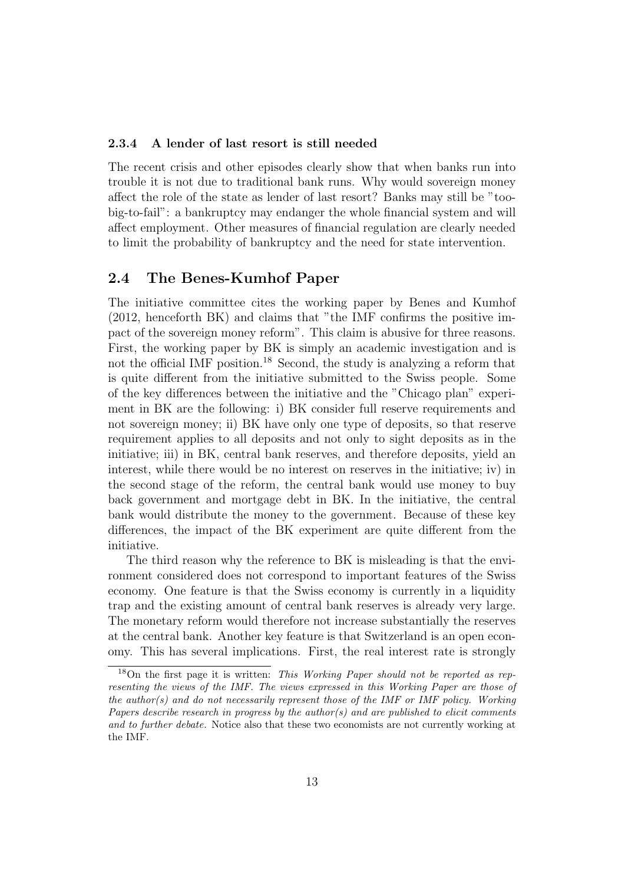### 2.3.4 A lender of last resort is still needed

The recent crisis and other episodes clearly show that when banks run into trouble it is not due to traditional bank runs. Why would sovereign money affect the role of the state as lender of last resort? Banks may still be "too-big-to-fail": a bankruptcy may endanger the whole financial system and will affect employment. Other measures of financial regulation are clearly needed to limit the probability of bankruptcy and the need for state intervention.

## 2.4 The Benes-Kumhof Paper

The initiative committee cites the working paper by Benes and Kumhof (2012, henceforth BK) and claims that "the IMF confirms the positive impact of the sovereign money reform". This claim is abusive for three reasons. First, the working paper by BK is simply an academic investigation and is not the official IMF position.[18] Second, the study is analyzing a reform that is quite different from the initiative submitted to the Swiss people. Some of the key differences between the initiative and the "Chicago plan" experiment in BK are the following: i) BK consider full reserve requirements and not sovereign money; ii) BK have only one type of deposits, so that reserve requirement applies to all deposits and not only to sight deposits as in the initiative; iii) in BK, central bank reserves, and therefore deposits, yield an interest, while there would be no interest on reserves in the initiative; iv) in the second stage of the reform, the central bank would use money to buy back government and mortgage debt in BK. In the initiative, the central bank would distribute the money to the government. Because of these key differences, the impact of the BK experiment are quite different from the initiative.

The third reason why the reference to BK is misleading is that the environment considered does not correspond to important features of the Swiss economy. One feature is that the Swiss economy is currently in a liquidity trap and the existing amount of central bank reserves is already very large. The monetary reform would therefore not increase substantially the reserves at the central bank. Another key feature is that Switzerland is an open economy. This has several implications. First, the real interest rate is strongly

[18] On the first page it is written: *This Working Paper should not be reported as representing the views of the IMF. The views expressed in this Working Paper are those of the author(s) and do not necessarily represent those of the IMF or IMF policy. Working Papers describe research in progress by the author(s) and are published to elicit comments and to further debate.* Notice also that these two economists are not currently working at the IMF.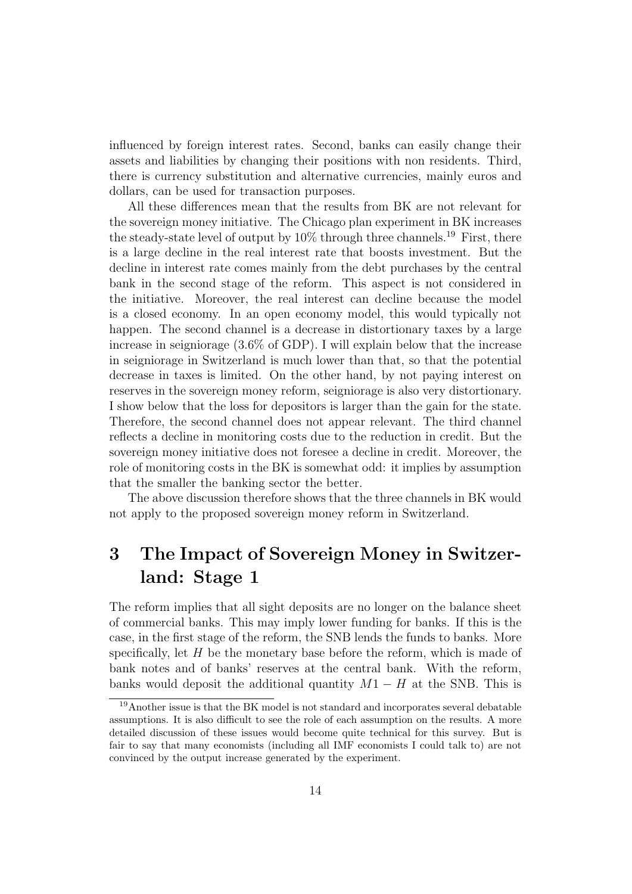influenced by foreign interest rates. Second, banks can easily change their assets and liabilities by changing their positions with non residents. Third, there is currency substitution and alternative currencies, mainly euros and dollars, can be used for transaction purposes.

All these differences mean that the results from BK are not relevant for the sovereign money initiative. The Chicago plan experiment in BK increases the steady-state level of output by 10% through three channels.[19] First, there is a large decline in the real interest rate that boosts investment. But the decline in interest rate comes mainly from the debt purchases by the central bank in the second stage of the reform. This aspect is not considered in the initiative. Moreover, the real interest can decline because the model is a closed economy. In an open economy model, this would typically not happen. The second channel is a decrease in distortionary taxes by a large increase in seigniorage (3.6% of GDP). I will explain below that the increase in seigniorage in Switzerland is much lower than that, so that the potential decrease in taxes is limited. On the other hand, by not paying interest on reserves in the sovereign money reform, seigniorage is also very distortionary. I show below that the loss for depositors is larger than the gain for the state. Therefore, the second channel does not appear relevant. The third channel reflects a decline in monitoring costs due to the reduction in credit. But the sovereign money initiative does not foresee a decline in credit. Moreover, the role of monitoring costs in the BK is somewhat odd: it implies by assumption that the smaller the banking sector the better.

The above discussion therefore shows that the three channels in BK would not apply to the proposed sovereign money reform in Switzerland.

# 3 The Impact of Sovereign Money in Switzerland: Stage 1

The reform implies that all sight deposits are no longer on the balance sheet of commercial banks. This may imply lower funding for banks. If this is the case, in the first stage of the reform, the SNB lends the funds to banks. More specifically, let $H$ be the monetary base before the reform, which is made of bank notes and of banks' reserves at the central bank. With the reform, banks would deposit the additional quantity $M1 - H$ at the SNB. This is

[19] Another issue is that the BK model is not standard and incorporates several debatable assumptions. It is also difficult to see the role of each assumption on the results. A more detailed discussion of these issues would become quite technical for this survey. But is fair to say that many economists (including all IMF economists I could talk to) are not convinced by the output increase generated by the experiment.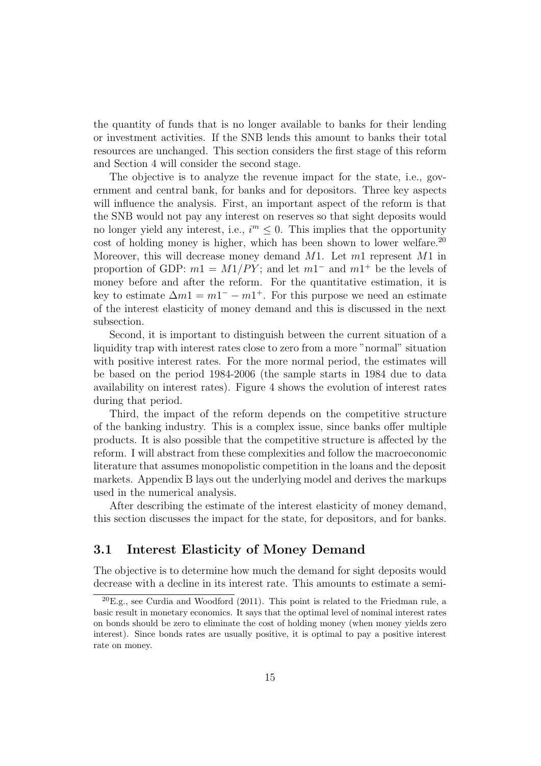the quantity of funds that is no longer available to banks for their lending or investment activities. If the SNB lends this amount to banks their total resources are unchanged. This section considers the first stage of this reform and Section 4 will consider the second stage.

The objective is to analyze the revenue impact for the state, i.e., government and central bank, for banks and for depositors. Three key aspects will influence the analysis. First, an important aspect of the reform is that the SNB would not pay any interest on reserves so that sight deposits would no longer yield any interest, i.e., $i^m \leq 0$. This implies that the opportunity cost of holding money is higher, which has been shown to lower welfare.[20] Moreover, this will decrease money demand $M1$. Let $m1$ represent $M1$ in proportion of GDP: $m1 = M1/PY$; and let $m1^-$ and $m1^+$ be the levels of money before and after the reform. For the quantitative estimation, it is key to estimate $\Delta m1 = m1^- - m1^+$. For this purpose we need an estimate of the interest elasticity of money demand and this is discussed in the next subsection.

Second, it is important to distinguish between the current situation of a liquidity trap with interest rates close to zero from a more "normal" situation with positive interest rates. For the more normal period, the estimates will be based on the period 1984-2006 (the sample starts in 1984 due to data availability on interest rates). Figure 4 shows the evolution of interest rates during that period.

Third, the impact of the reform depends on the competitive structure of the banking industry. This is a complex issue, since banks offer multiple products. It is also possible that the competitive structure is affected by the reform. I will abstract from these complexities and follow the macroeconomic literature that assumes monopolistic competition in the loans and the deposit markets. Appendix B lays out the underlying model and derives the markups used in the numerical analysis.

After describing the estimate of the interest elasticity of money demand, this section discusses the impact for the state, for depositors, and for banks.

### 3.1 Interest Elasticity of Money Demand

The objective is to determine how much the demand for sight deposits would decrease with a decline in its interest rate. This amounts to estimate a semi-

[20] E.g., see Curdia and Woodford (2011). This point is related to the Friedman rule, a basic result in monetary economics. It says that the optimal level of nominal interest rates on bonds should be zero to eliminate the cost of holding money (when money yields zero interest). Since bonds rates are usually positive, it is optimal to pay a positive interest rate on money.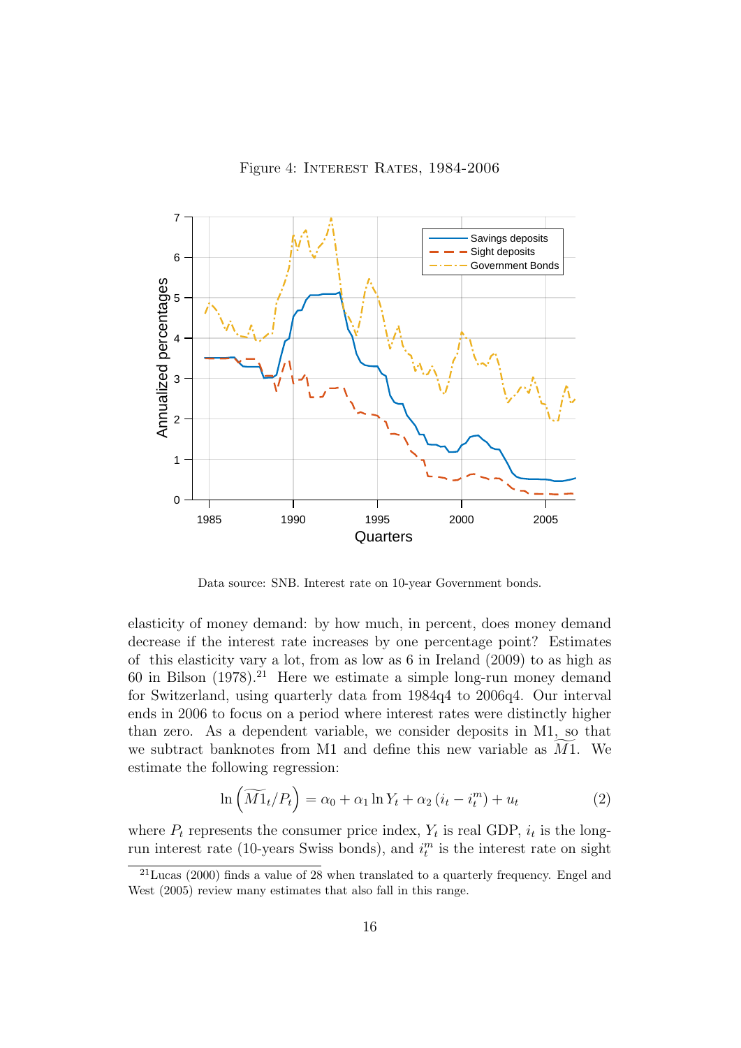Figure 4: Interest Rates, 1984-2006

Data source: SNB. Interest rate on 10-year Government bonds.

elasticity of money demand: by how much, in percent, does money demand decrease if the interest rate increases by one percentage point? Estimates of this elasticity vary a lot, from as low as 6 in Ireland (2009) to as high as 60 in Bilson (1978).[21] Here we estimate a simple long-run money demand for Switzerland, using quarterly data from 1984q4 to 2006q4. Our interval ends in 2006 to focus on a period where interest rates were distinctly higher than zero. As a dependent variable, we consider deposits in M1, so that we subtract banknotes from M1 and define this new variable as $\widetilde{M1}$. We estimate the following regression:

$$\ln\left(\widetilde{M1}_t/P_t\right) = \alpha_0 + \alpha_1 \ln Y_t + \alpha_2 \left(i_t - i_t^m\right) + u_t \tag{2}$$

where $P_t$ represents the consumer price index, $Y_t$ is real GDP, $i_t$ is the long-run interest rate (10-years Swiss bonds), and $i_t^m$ is the interest rate on sight

[21] Lucas (2000) finds a value of 28 when translated to a quarterly frequency. Engel and West (2005) review many estimates that also fall in this range.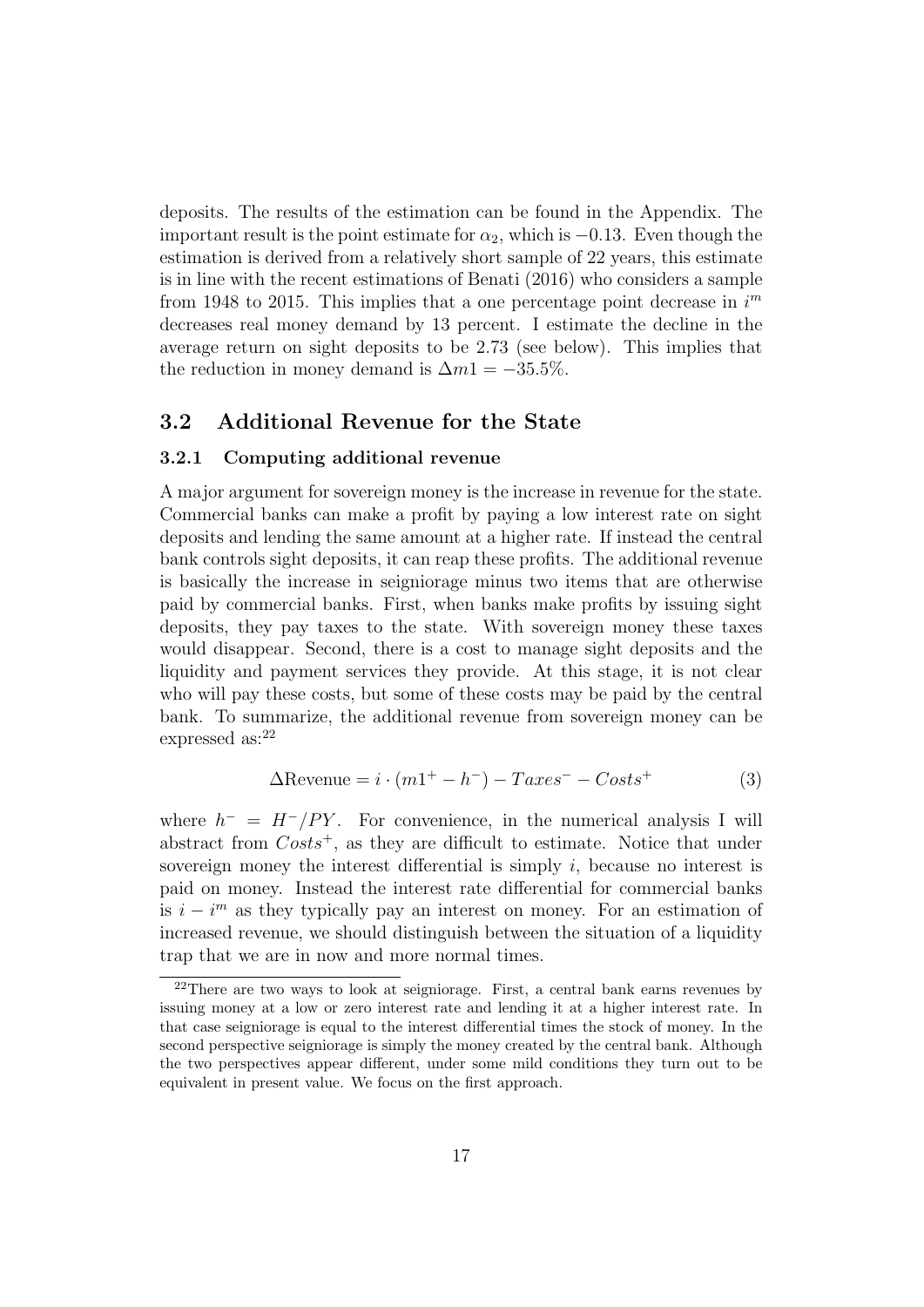deposits. The results of the estimation can be found in the Appendix. The important result is the point estimate for $\alpha_2$, which is $-0.13$. Even though the estimation is derived from a relatively short sample of 22 years, this estimate is in line with the recent estimations of Benati (2016) who considers a sample from 1948 to 2015. This implies that a one percentage point decrease in $i^m$ decreases real money demand by 13 percent. I estimate the decline in the average return on sight deposits to be 2.73 (see below). This implies that the reduction in money demand is $\Delta m1 = -35.5\%$.

## 3.2 Additional Revenue for the State

### 3.2.1 Computing additional revenue

A major argument for sovereign money is the increase in revenue for the state. Commercial banks can make a profit by paying a low interest rate on sight deposits and lending the same amount at a higher rate. If instead the central bank controls sight deposits, it can reap these profits. The additional revenue is basically the increase in seigniorage minus two items that are otherwise paid by commercial banks. First, when banks make profits by issuing sight deposits, they pay taxes to the state. With sovereign money these taxes would disappear. Second, there is a cost to manage sight deposits and the liquidity and payment services they provide. At this stage, it is not clear who will pay these costs, but some of these costs may be paid by the central bank. To summarize, the additional revenue from sovereign money can be expressed as:[22]

$$\Delta \text{Revenue} = i \cdot (m1^+ - h^-) - Taxes^- - Costs^+ \tag{3}$$

where $h^- = H^-/PY$. For convenience, in the numerical analysis I will abstract from $Costs^+$, as they are difficult to estimate. Notice that under sovereign money the interest differential is simply $i$, because no interest is paid on money. Instead the interest rate differential for commercial banks is $i - i^m$ as they typically pay an interest on money. For an estimation of increased revenue, we should distinguish between the situation of a liquidity trap that we are in now and more normal times.

[22]There are two ways to look at seigniorage. First, a central bank earns revenues by issuing money at a low or zero interest rate and lending it at a higher interest rate. In that case seigniorage is equal to the interest differential times the stock of money. In the second perspective seigniorage is simply the money created by the central bank. Although the two perspectives appear different, under some mild conditions they turn out to be equivalent in present value. We focus on the first approach.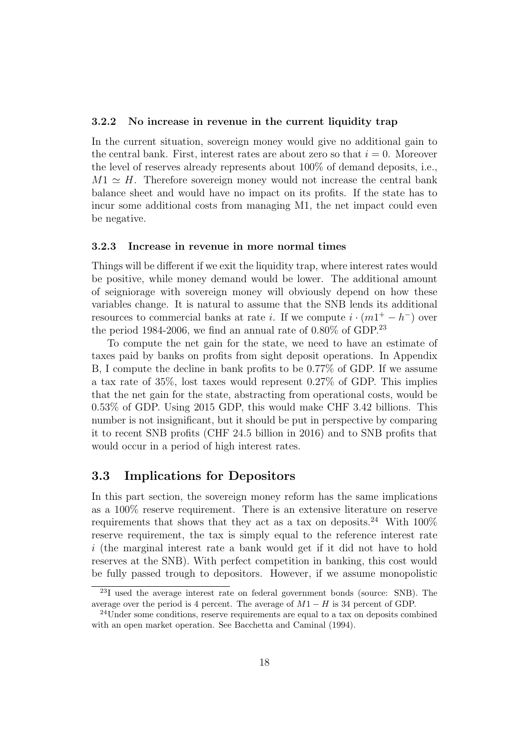#### 3.2.2 No increase in revenue in the current liquidity trap

In the current situation, sovereign money would give no additional gain to the central bank. First, interest rates are about zero so that $i = 0$. Moreover the level of reserves already represents about 100% of demand deposits, i.e., $M1 \simeq H$. Therefore sovereign money would not increase the central bank balance sheet and would have no impact on its profits. If the state has to incur some additional costs from managing M1, the net impact could even be negative.

#### 3.2.3 Increase in revenue in more normal times

Things will be different if we exit the liquidity trap, where interest rates would be positive, while money demand would be lower. The additional amount of seigniorage with sovereign money will obviously depend on how these variables change. It is natural to assume that the SNB lends its additional resources to commercial banks at rate $i$. If we compute $i \cdot (m1^{+} - h^{-})$ over the period 1984-2006, we find an annual rate of 0.80% of GDP.[23]

To compute the net gain for the state, we need to have an estimate of taxes paid by banks on profits from sight deposit operations. In Appendix B, I compute the decline in bank profits to be 0.77% of GDP. If we assume a tax rate of 35%, lost taxes would represent 0.27% of GDP. This implies that the net gain for the state, abstracting from operational costs, would be 0.53% of GDP. Using 2015 GDP, this would make CHF 3.42 billions. This number is not insignificant, but it should be put in perspective by comparing it to recent SNB profits (CHF 24.5 billion in 2016) and to SNB profits that would occur in a period of high interest rates.

## 3.3 Implications for Depositors

In this part section, the sovereign money reform has the same implications as a 100% reserve requirement. There is an extensive literature on reserve requirements that shows that they act as a tax on deposits.[24] With 100% reserve requirement, the tax is simply equal to the reference interest rate $i$ (the marginal interest rate a bank would get if it did not have to hold reserves at the SNB). With perfect competition in banking, this cost would be fully passed trough to depositors. However, if we assume monopolistic

[23] I used the average interest rate on federal government bonds (source: SNB). The average over the period is 4 percent. The average of $M1 - H$ is 34 percent of GDP.

[24] Under some conditions, reserve requirements are equal to a tax on deposits combined with an open market operation. See Bacchetta and Caminal (1994).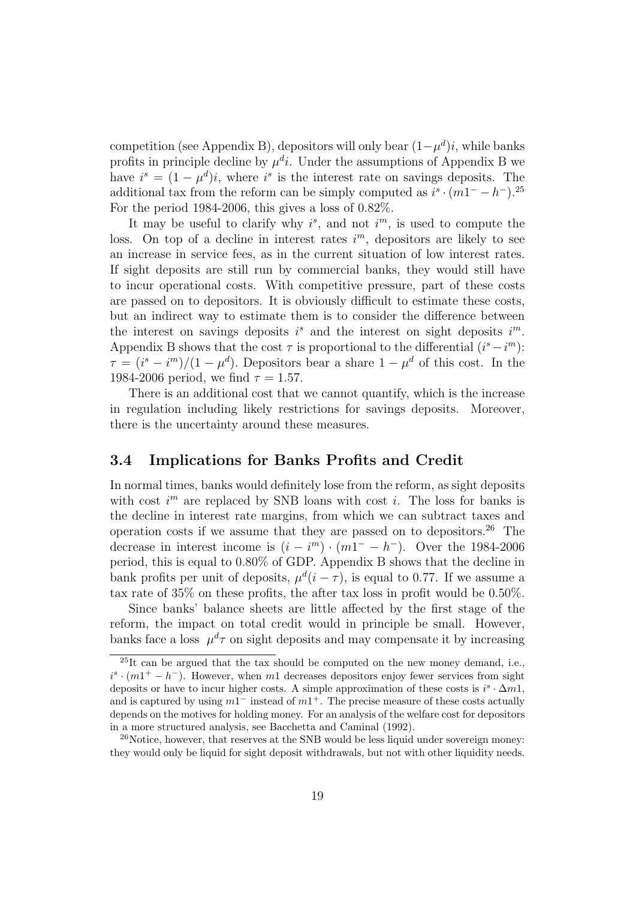competition (see Appendix B), depositors will only bear $(1-\mu^d)i$, while banks profits in principle decline by $\mu^d i$. Under the assumptions of Appendix B we have $i^s = (1-\mu^d)i$, where $i^s$ is the interest rate on savings deposits. The additional tax from the reform can be simply computed as $i^s \cdot (m1^- - h^-)$.[25] For the period 1984-2006, this gives a loss of 0.82%.

It may be useful to clarify why $i^s$, and not $i^m$, is used to compute the loss. On top of a decline in interest rates $i^m$, depositors are likely to see an increase in service fees, as in the current situation of low interest rates. If sight deposits are still run by commercial banks, they would still have to incur operational costs. With competitive pressure, part of these costs are passed on to depositors. It is obviously difficult to estimate these costs, but an indirect way to estimate them is to consider the difference between the interest on savings deposits $i^s$ and the interest on sight deposits $i^m$. Appendix B shows that the cost $\tau$ is proportional to the differential $(i^s - i^m)$: $\tau = (i^s - i^m)/(1-\mu^d)$. Depositors bear a share $1-\mu^d$ of this cost. In the 1984-2006 period, we find $\tau = 1.57$.

There is an additional cost that we cannot quantify, which is the increase in regulation including likely restrictions for savings deposits. Moreover, there is the uncertainty around these measures.

### 3.4 Implications for Banks Profits and Credit

In normal times, banks would definitely lose from the reform, as sight deposits with cost $i^m$ are replaced by SNB loans with cost $i$. The loss for banks is the decline in interest rate margins, from which we can subtract taxes and operation costs if we assume that they are passed on to depositors.[26] The decrease in interest income is $(i - i^m) \cdot (m1^- - h^-)$. Over the 1984-2006 period, this is equal to 0.80% of GDP. Appendix B shows that the decline in bank profits per unit of deposits, $\mu^d(i-\tau)$, is equal to 0.77. If we assume a tax rate of 35% on these profits, the after tax loss in profit would be 0.50%.

Since banks' balance sheets are little affected by the first stage of the reform, the impact on total credit would in principle be small. However, banks face a loss $\mu^d\tau$ on sight deposits and may compensate it by increasing

[25] It can be argued that the tax should be computed on the new money demand, i.e., $i^s \cdot (m1^+ - h^-)$. However, when $m1$ decreases depositors enjoy fewer services from sight deposits or have to incur higher costs. A simple approximation of these costs is $i^s \cdot \Delta m1$, and is captured by using $m1^-$ instead of $m1^+$. The precise measure of these costs actually depends on the motives for holding money. For an analysis of the welfare cost for depositors in a more structured analysis, see Bacchetta and Caminal (1992).

[26] Notice, however, that reserves at the SNB would be less liquid under sovereign money: they would only be liquid for sight deposit withdrawals, but not with other liquidity needs.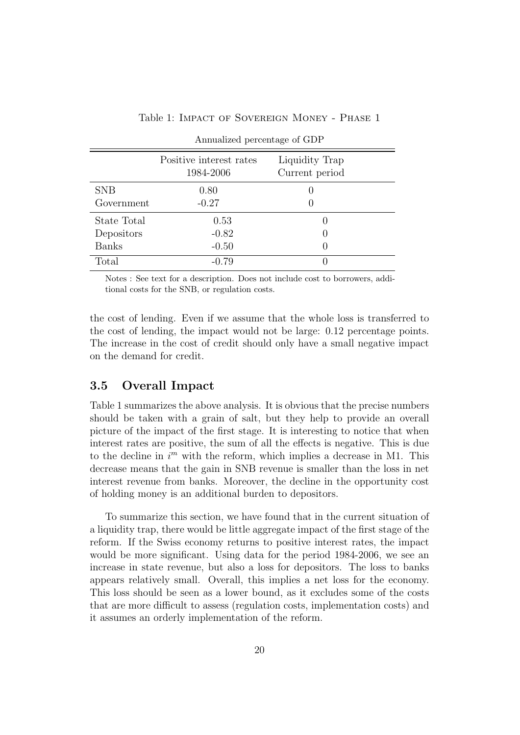Table 1: Impact of Sovereign Money - Phase 1

Annualized percentage of GDP

| | Positive interest rates 1984-2006 | Liquidity Trap Current period |
|---|---|---|
| SNB | 0.80 | 0 |
| Government | -0.27 | 0 |
| State Total | 0.53 | 0 |
| Depositors | -0.82 | 0 |
| Banks | -0.50 | 0 |
| Total | -0.79 | 0 |

Notes : See text for a description. Does not include cost to borrowers, additional costs for the SNB, or regulation costs.

the cost of lending. Even if we assume that the whole loss is transferred to the cost of lending, the impact would not be large: 0.12 percentage points. The increase in the cost of credit should only have a small negative impact on the demand for credit.

## 3.5 Overall Impact

Table 1 summarizes the above analysis. It is obvious that the precise numbers should be taken with a grain of salt, but they help to provide an overall picture of the impact of the first stage. It is interesting to notice that when interest rates are positive, the sum of all the effects is negative. This is due to the decline in $i^m$ with the reform, which implies a decrease in M1. This decrease means that the gain in SNB revenue is smaller than the loss in net interest revenue from banks. Moreover, the decline in the opportunity cost of holding money is an additional burden to depositors.

To summarize this section, we have found that in the current situation of a liquidity trap, there would be little aggregate impact of the first stage of the reform. If the Swiss economy returns to positive interest rates, the impact would be more significant. Using data for the period 1984-2006, we see an increase in state revenue, but also a loss for depositors. The loss to banks appears relatively small. Overall, this implies a net loss for the economy. This loss should be seen as a lower bound, as it excludes some of the costs that are more difficult to assess (regulation costs, implementation costs) and it assumes an orderly implementation of the reform.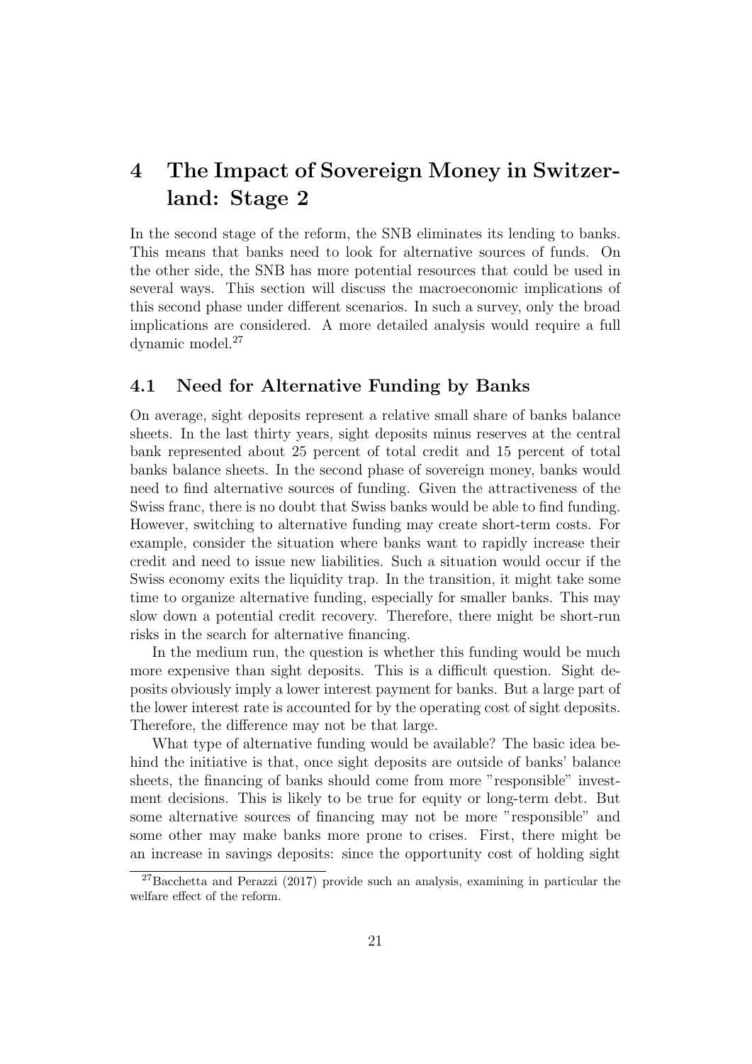# 4 The Impact of Sovereign Money in Switzerland: Stage 2

In the second stage of the reform, the SNB eliminates its lending to banks. This means that banks need to look for alternative sources of funds. On the other side, the SNB has more potential resources that could be used in several ways. This section will discuss the macroeconomic implications of this second phase under different scenarios. In such a survey, only the broad implications are considered. A more detailed analysis would require a full dynamic model.[27]

## 4.1 Need for Alternative Funding by Banks

On average, sight deposits represent a relative small share of banks balance sheets. In the last thirty years, sight deposits minus reserves at the central bank represented about 25 percent of total credit and 15 percent of total banks balance sheets. In the second phase of sovereign money, banks would need to find alternative sources of funding. Given the attractiveness of the Swiss franc, there is no doubt that Swiss banks would be able to find funding. However, switching to alternative funding may create short-term costs. For example, consider the situation where banks want to rapidly increase their credit and need to issue new liabilities. Such a situation would occur if the Swiss economy exits the liquidity trap. In the transition, it might take some time to organize alternative funding, especially for smaller banks. This may slow down a potential credit recovery. Therefore, there might be short-run risks in the search for alternative financing.

In the medium run, the question is whether this funding would be much more expensive than sight deposits. This is a difficult question. Sight deposits obviously imply a lower interest payment for banks. But a large part of the lower interest rate is accounted for by the operating cost of sight deposits. Therefore, the difference may not be that large.

What type of alternative funding would be available? The basic idea behind the initiative is that, once sight deposits are outside of banks' balance sheets, the financing of banks should come from more "responsible" investment decisions. This is likely to be true for equity or long-term debt. But some alternative sources of financing may not be more "responsible" and some other may make banks more prone to crises. First, there might be an increase in savings deposits: since the opportunity cost of holding sight

[27] Bacchetta and Perazzi (2017) provide such an analysis, examining in particular the welfare effect of the reform.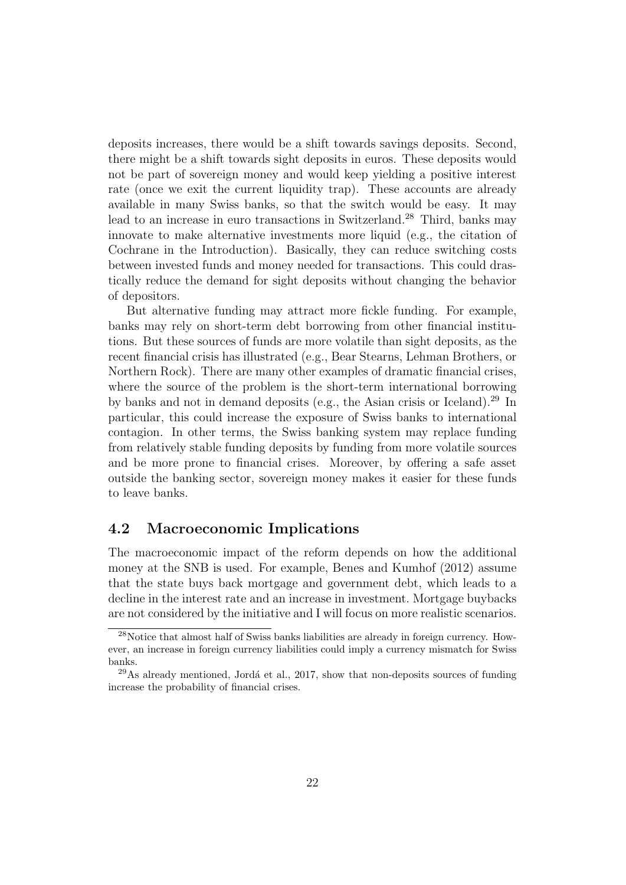deposits increases, there would be a shift towards savings deposits. Second, there might be a shift towards sight deposits in euros. These deposits would not be part of sovereign money and would keep yielding a positive interest rate (once we exit the current liquidity trap). These accounts are already available in many Swiss banks, so that the switch would be easy. It may lead to an increase in euro transactions in Switzerland.[28] Third, banks may innovate to make alternative investments more liquid (e.g., the citation of Cochrane in the Introduction). Basically, they can reduce switching costs between invested funds and money needed for transactions. This could drastically reduce the demand for sight deposits without changing the behavior of depositors.

But alternative funding may attract more fickle funding. For example, banks may rely on short-term debt borrowing from other financial institutions. But these sources of funds are more volatile than sight deposits, as the recent financial crisis has illustrated (e.g., Bear Stearns, Lehman Brothers, or Northern Rock). There are many other examples of dramatic financial crises, where the source of the problem is the short-term international borrowing by banks and not in demand deposits (e.g., the Asian crisis or Iceland).[29] In particular, this could increase the exposure of Swiss banks to international contagion. In other terms, the Swiss banking system may replace funding from relatively stable funding deposits by funding from more volatile sources and be more prone to financial crises. Moreover, by offering a safe asset outside the banking sector, sovereign money makes it easier for these funds to leave banks.

## 4.2 Macroeconomic Implications

The macroeconomic impact of the reform depends on how the additional money at the SNB is used. For example, Benes and Kumhof (2012) assume that the state buys back mortgage and government debt, which leads to a decline in the interest rate and an increase in investment. Mortgage buybacks are not considered by the initiative and I will focus on more realistic scenarios.

[28] Notice that almost half of Swiss banks liabilities are already in foreign currency. However, an increase in foreign currency liabilities could imply a currency mismatch for Swiss banks.

[29] As already mentioned, Jordá et al., 2017, show that non-deposits sources of funding increase the probability of financial crises.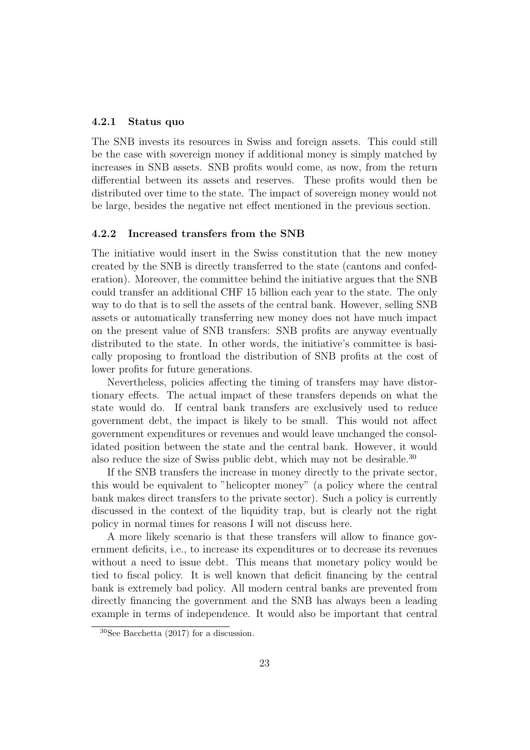#### 4.2.1 Status quo

The SNB invests its resources in Swiss and foreign assets. This could still be the case with sovereign money if additional money is simply matched by increases in SNB assets. SNB profits would come, as now, from the return differential between its assets and reserves. These profits would then be distributed over time to the state. The impact of sovereign money would not be large, besides the negative net effect mentioned in the previous section.

#### 4.2.2 Increased transfers from the SNB

The initiative would insert in the Swiss constitution that the new money created by the SNB is directly transferred to the state (cantons and confederation). Moreover, the committee behind the initiative argues that the SNB could transfer an additional CHF 15 billion each year to the state. The only way to do that is to sell the assets of the central bank. However, selling SNB assets or automatically transferring new money does not have much impact on the present value of SNB transfers: SNB profits are anyway eventually distributed to the state. In other words, the initiative's committee is basically proposing to frontload the distribution of SNB profits at the cost of lower profits for future generations.

Nevertheless, policies affecting the timing of transfers may have distortionary effects. The actual impact of these transfers depends on what the state would do. If central bank transfers are exclusively used to reduce government debt, the impact is likely to be small. This would not affect government expenditures or revenues and would leave unchanged the consolidated position between the state and the central bank. However, it would also reduce the size of Swiss public debt, which may not be desirable.[30]

If the SNB transfers the increase in money directly to the private sector, this would be equivalent to "helicopter money" (a policy where the central bank makes direct transfers to the private sector). Such a policy is currently discussed in the context of the liquidity trap, but is clearly not the right policy in normal times for reasons I will not discuss here.

A more likely scenario is that these transfers will allow to finance government deficits, i.e., to increase its expenditures or to decrease its revenues without a need to issue debt. This means that monetary policy would be tied to fiscal policy. It is well known that deficit financing by the central bank is extremely bad policy. All modern central banks are prevented from directly financing the government and the SNB has always been a leading example in terms of independence. It would also be important that central

[30] See Bacchetta (2017) for a discussion.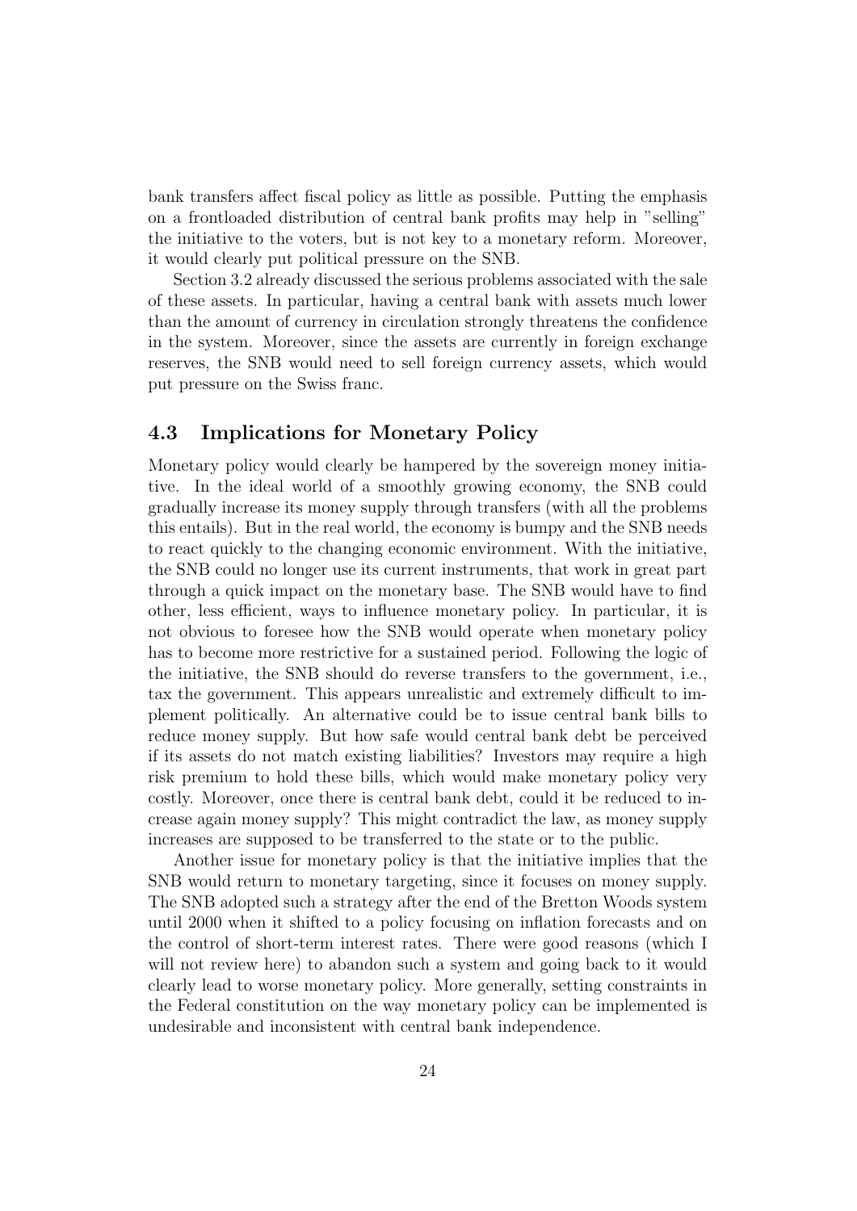bank transfers affect fiscal policy as little as possible. Putting the emphasis on a frontloaded distribution of central bank profits may help in "selling" the initiative to the voters, but is not key to a monetary reform. Moreover, it would clearly put political pressure on the SNB.

Section 3.2 already discussed the serious problems associated with the sale of these assets. In particular, having a central bank with assets much lower than the amount of currency in circulation strongly threatens the confidence in the system. Moreover, since the assets are currently in foreign exchange reserves, the SNB would need to sell foreign currency assets, which would put pressure on the Swiss franc.

## 4.3 Implications for Monetary Policy

Monetary policy would clearly be hampered by the sovereign money initiative. In the ideal world of a smoothly growing economy, the SNB could gradually increase its money supply through transfers (with all the problems this entails). But in the real world, the economy is bumpy and the SNB needs to react quickly to the changing economic environment. With the initiative, the SNB could no longer use its current instruments, that work in great part through a quick impact on the monetary base. The SNB would have to find other, less efficient, ways to influence monetary policy. In particular, it is not obvious to foresee how the SNB would operate when monetary policy has to become more restrictive for a sustained period. Following the logic of the initiative, the SNB should do reverse transfers to the government, i.e., tax the government. This appears unrealistic and extremely difficult to implement politically. An alternative could be to issue central bank bills to reduce money supply. But how safe would central bank debt be perceived if its assets do not match existing liabilities? Investors may require a high risk premium to hold these bills, which would make monetary policy very costly. Moreover, once there is central bank debt, could it be reduced to increase again money supply? This might contradict the law, as money supply increases are supposed to be transferred to the state or to the public.

Another issue for monetary policy is that the initiative implies that the SNB would return to monetary targeting, since it focuses on money supply. The SNB adopted such a strategy after the end of the Bretton Woods system until 2000 when it shifted to a policy focusing on inflation forecasts and on the control of short-term interest rates. There were good reasons (which I will not review here) to abandon such a system and going back to it would clearly lead to worse monetary policy. More generally, setting constraints in the Federal constitution on the way monetary policy can be implemented is undesirable and inconsistent with central bank independence.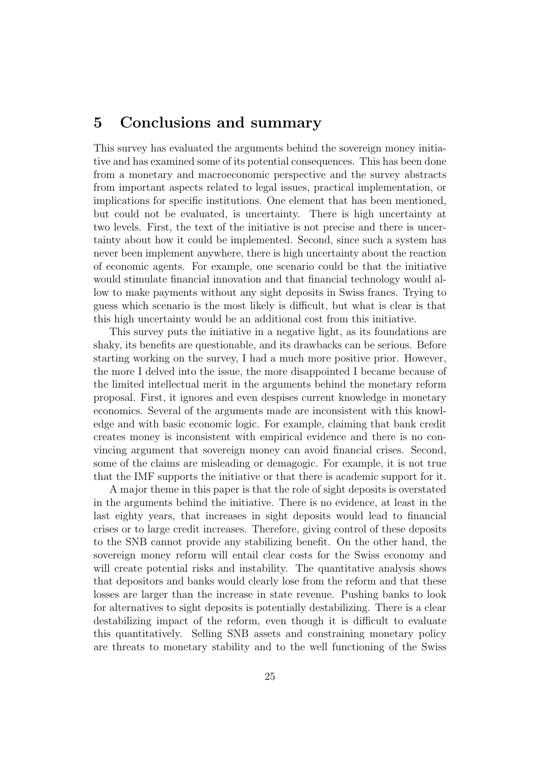## 5 Conclusions and summary

This survey has evaluated the arguments behind the sovereign money initiative and has examined some of its potential consequences. This has been done from a monetary and macroeconomic perspective and the survey abstracts from important aspects related to legal issues, practical implementation, or implications for specific institutions. One element that has been mentioned, but could not be evaluated, is uncertainty. There is high uncertainty at two levels. First, the text of the initiative is not precise and there is uncertainty about how it could be implemented. Second, since such a system has never been implement anywhere, there is high uncertainty about the reaction of economic agents. For example, one scenario could be that the initiative would stimulate financial innovation and that financial technology would allow to make payments without any sight deposits in Swiss francs. Trying to guess which scenario is the most likely is difficult, but what is clear is that this high uncertainty would be an additional cost from this initiative.

This survey puts the initiative in a negative light, as its foundations are shaky, its benefits are questionable, and its drawbacks can be serious. Before starting working on the survey, I had a much more positive prior. However, the more I delved into the issue, the more disappointed I became because of the limited intellectual merit in the arguments behind the monetary reform proposal. First, it ignores and even despises current knowledge in monetary economics. Several of the arguments made are inconsistent with this knowledge and with basic economic logic. For example, claiming that bank credit creates money is inconsistent with empirical evidence and there is no convincing argument that sovereign money can avoid financial crises. Second, some of the claims are misleading or demagogic. For example, it is not true that the IMF supports the initiative or that there is academic support for it.

A major theme in this paper is that the role of sight deposits is overstated in the arguments behind the initiative. There is no evidence, at least in the last eighty years, that increases in sight deposits would lead to financial crises or to large credit increases. Therefore, giving control of these deposits to the SNB cannot provide any stabilizing benefit. On the other hand, the sovereign money reform will entail clear costs for the Swiss economy and will create potential risks and instability. The quantitative analysis shows that depositors and banks would clearly lose from the reform and that these losses are larger than the increase in state revenue. Pushing banks to look for alternatives to sight deposits is potentially destabilizing. There is a clear destabilizing impact of the reform, even though it is difficult to evaluate this quantitatively. Selling SNB assets and constraining monetary policy are threats to monetary stability and to the well functioning of the Swiss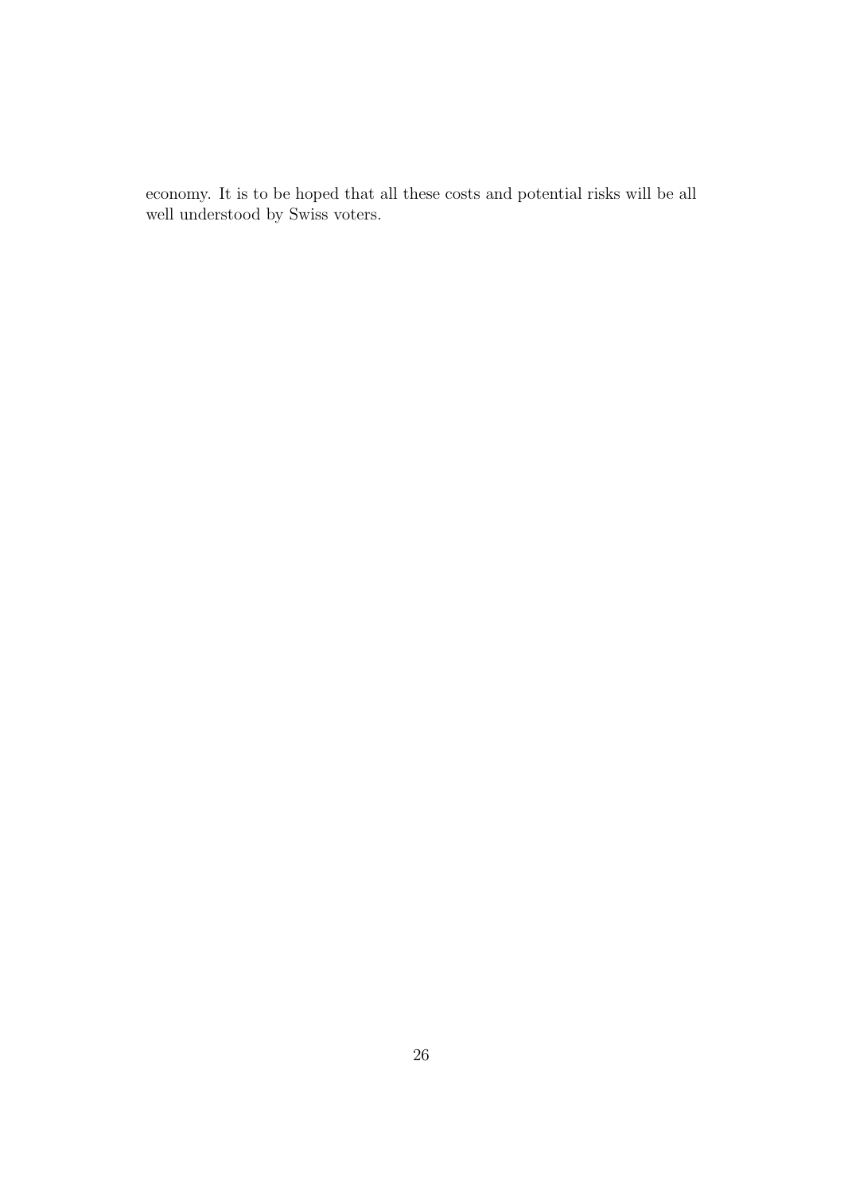economy. It is to be hoped that all these costs and potential risks will be all well understood by Swiss voters.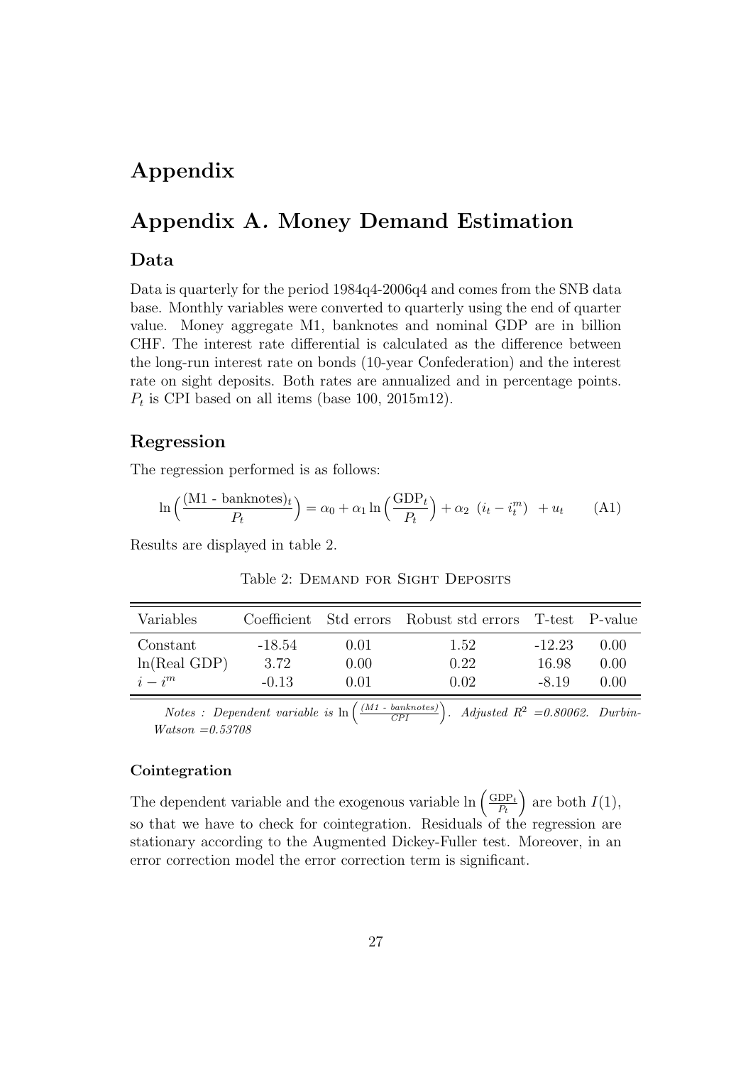# Appendix

## Appendix A. Money Demand Estimation

### Data

Data is quarterly for the period 1984q4-2006q4 and comes from the SNB data base. Monthly variables were converted to quarterly using the end of quarter value. Money aggregate M1, banknotes and nominal GDP are in billion CHF. The interest rate differential is calculated as the difference between the long-run interest rate on bonds (10-year Confederation) and the interest rate on sight deposits. Both rates are annualized and in percentage points. $P_t$ is CPI based on all items (base 100, 2015m12).

### Regression

The regression performed is as follows:

$$\ln\Big(\frac{(\text{M1 - banknotes})_t}{P_t}\Big) = \alpha_0 + \alpha_1 \ln\Big(\frac{\text{GDP}_t}{P_t}\Big) + \alpha_2 \ (i_t - i_t^m) \ + u_t \qquad \text{(A1)}$$

Results are displayed in table 2.

Table 2: Demand for Sight Deposits

| Variables | Coefficient | Std errors | Robust std errors | T-test | P-value |
|---|---|---|---|---|---|
| Constant | -18.54 | 0.01 | 1.52 | -12.23 | 0.00 |
| ln(Real GDP) | 3.72 | 0.00 | 0.22 | 16.98 | 0.00 |
| $i - i^m$ | -0.13 | 0.01 | 0.02 | -8.19 | 0.00 |

*Notes : Dependent variable is* $\ln\Big(\frac{(M1\text{ - }banknotes)}{CPI}\Big)$. *Adjusted* $R^2$ *=0.80062. Durbin-Watson =0.53708*

#### Cointegration

The dependent variable and the exogenous variable $\ln\Big(\frac{\text{GDP}_t}{P_t}\Big)$ are both $I(1)$, so that we have to check for cointegration. Residuals of the regression are stationary according to the Augmented Dickey-Fuller test. Moreover, in an error correction model the error correction term is significant.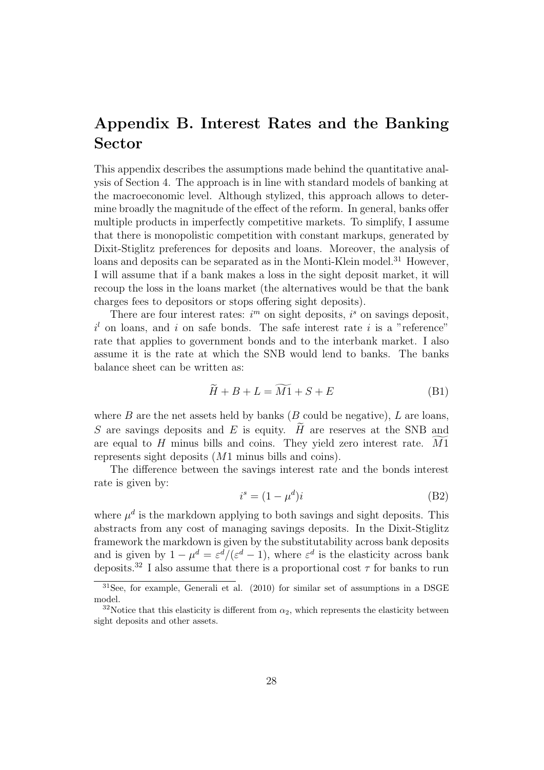# Appendix B. Interest Rates and the Banking Sector

This appendix describes the assumptions made behind the quantitative analysis of Section 4. The approach is in line with standard models of banking at the macroeconomic level. Although stylized, this approach allows to determine broadly the magnitude of the effect of the reform. In general, banks offer multiple products in imperfectly competitive markets. To simplify, I assume that there is monopolistic competition with constant markups, generated by Dixit-Stiglitz preferences for deposits and loans. Moreover, the analysis of loans and deposits can be separated as in the Monti-Klein model.[31] However, I will assume that if a bank makes a loss in the sight deposit market, it will recoup the loss in the loans market (the alternatives would be that the bank charges fees to depositors or stops offering sight deposits).

There are four interest rates: $i^m$ on sight deposits, $i^s$ on savings deposit, $i^l$ on loans, and $i$ on safe bonds. The safe interest rate $i$ is a "reference" rate that applies to government bonds and to the interbank market. I also assume it is the rate at which the SNB would lend to banks. The banks balance sheet can be written as:

$$\widetilde{H} + B + L = \widetilde{M1} + S + E \tag{B1}$$

where $B$ are the net assets held by banks ($B$ could be negative), $L$ are loans, $S$ are savings deposits and $E$ is equity. $\widetilde{H}$ are reserves at the SNB and are equal to $H$ minus bills and coins. They yield zero interest rate. $\widetilde{M1}$ represents sight deposits ($M1$ minus bills and coins).

The difference between the savings interest rate and the bonds interest rate is given by:

$$i^s = (1 - \mu^d)i \tag{B2}$$

where $\mu^d$ is the markdown applying to both savings and sight deposits. This abstracts from any cost of managing savings deposits. In the Dixit-Stiglitz framework the markdown is given by the substitutability across bank deposits and is given by $1 - \mu^d = \varepsilon^d/(\varepsilon^d - 1)$, where $\varepsilon^d$ is the elasticity across bank deposits.[32] I also assume that there is a proportional cost $\tau$ for banks to run

[31] See, for example, Generali et al. (2010) for similar set of assumptions in a DSGE model.

[32] Notice that this elasticity is different from $\alpha_2$, which represents the elasticity between sight deposits and other assets.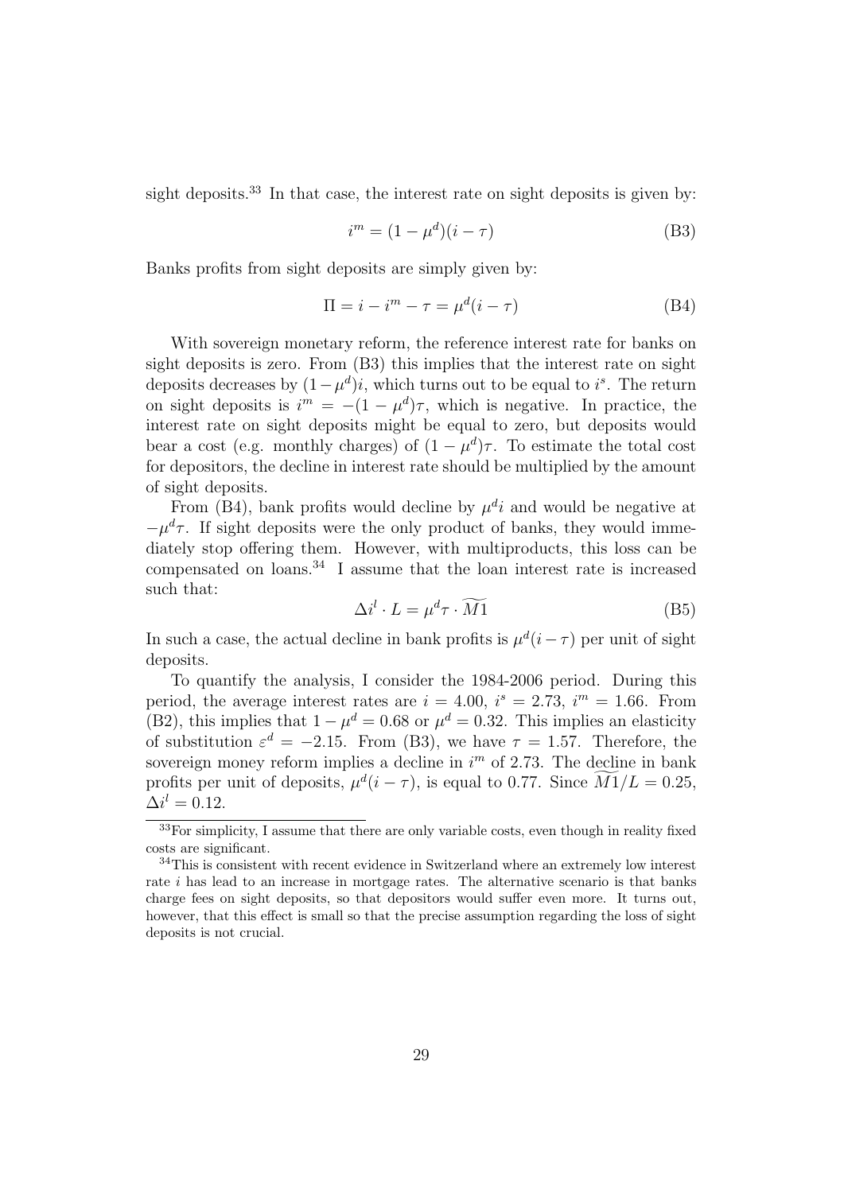sight deposits.[33] In that case, the interest rate on sight deposits is given by:

$$i^m = (1 - \mu^d)(i - \tau) \tag{B3}$$

Banks profits from sight deposits are simply given by:

$$\Pi = i - i^m - \tau = \mu^d(i - \tau) \tag{B4}$$

With sovereign monetary reform, the reference interest rate for banks on sight deposits is zero. From (B3) this implies that the interest rate on sight deposits decreases by $(1-\mu^d)i$, which turns out to be equal to $i^s$. The return on sight deposits is $i^m = -(1 - \mu^d)\tau$, which is negative. In practice, the interest rate on sight deposits might be equal to zero, but deposits would bear a cost (e.g. monthly charges) of $(1 - \mu^d)\tau$. To estimate the total cost for depositors, the decline in interest rate should be multiplied by the amount of sight deposits.

From (B4), bank profits would decline by $\mu^d i$ and would be negative at $-\mu^d\tau$. If sight deposits were the only product of banks, they would immediately stop offering them. However, with multiproducts, this loss can be compensated on loans.[34] I assume that the loan interest rate is increased such that:

$$\Delta i^l \cdot L = \mu^d \tau \cdot \widetilde{M1} \tag{B5}$$

In such a case, the actual decline in bank profits is $\mu^d(i-\tau)$ per unit of sight deposits.

To quantify the analysis, I consider the 1984-2006 period. During this period, the average interest rates are $i = 4.00$, $i^s = 2.73$, $i^m = 1.66$. From (B2), this implies that $1 - \mu^d = 0.68$ or $\mu^d = 0.32$. This implies an elasticity of substitution $\varepsilon^d = -2.15$. From (B3), we have $\tau = 1.57$. Therefore, the sovereign money reform implies a decline in $i^m$ of 2.73. The decline in bank profits per unit of deposits, $\mu^d(i - \tau)$, is equal to 0.77. Since $\widetilde{M1}/L = 0.25$, $\Delta i^l = 0.12$.

[33] For simplicity, I assume that there are only variable costs, even though in reality fixed costs are significant.

[34] This is consistent with recent evidence in Switzerland where an extremely low interest rate $i$ has lead to an increase in mortgage rates. The alternative scenario is that banks charge fees on sight deposits, so that depositors would suffer even more. It turns out, however, that this effect is small so that the precise assumption regarding the loss of sight deposits is not crucial.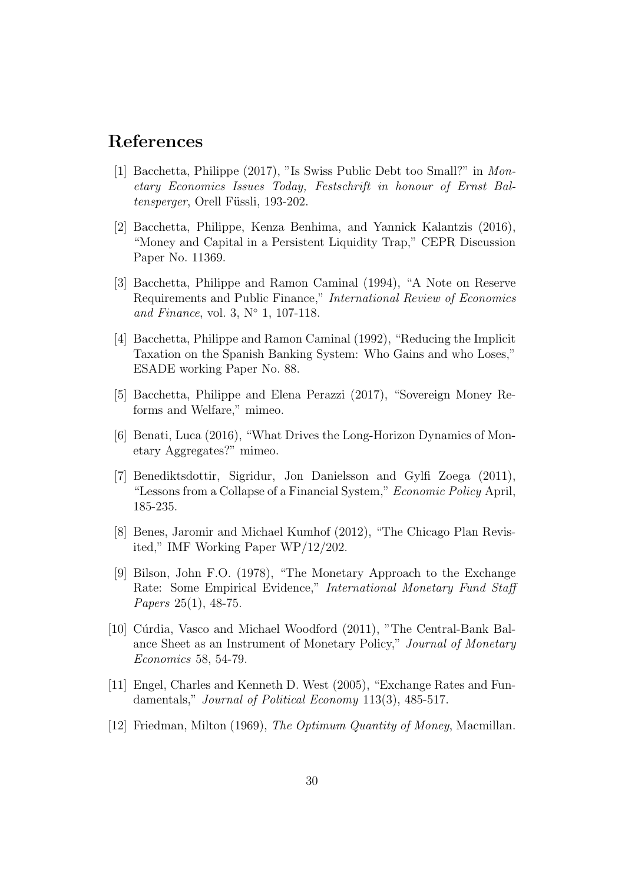# References

[1] Bacchetta, Philippe (2017), "Is Swiss Public Debt too Small?" in *Monetary Economics Issues Today, Festschrift in honour of Ernst Baltensperger*, Orell Füssli, 193-202.

[2] Bacchetta, Philippe, Kenza Benhima, and Yannick Kalantzis (2016), "Money and Capital in a Persistent Liquidity Trap," CEPR Discussion Paper No. 11369.

[3] Bacchetta, Philippe and Ramon Caminal (1994), "A Note on Reserve Requirements and Public Finance," *International Review of Economics and Finance*, vol. 3, N° 1, 107-118.

[4] Bacchetta, Philippe and Ramon Caminal (1992), "Reducing the Implicit Taxation on the Spanish Banking System: Who Gains and who Loses," ESADE working Paper No. 88.

[5] Bacchetta, Philippe and Elena Perazzi (2017), "Sovereign Money Reforms and Welfare," mimeo.

[6] Benati, Luca (2016), "What Drives the Long-Horizon Dynamics of Monetary Aggregates?" mimeo.

[7] Benediktsdottir, Sigridur, Jon Danielsson and Gylfi Zoega (2011), "Lessons from a Collapse of a Financial System," *Economic Policy* April, 185-235.

[8] Benes, Jaromir and Michael Kumhof (2012), "The Chicago Plan Revisited," IMF Working Paper WP/12/202.

[9] Bilson, John F.O. (1978), "The Monetary Approach to the Exchange Rate: Some Empirical Evidence," *International Monetary Fund Staff Papers* 25(1), 48-75.

[10] Cúrdia, Vasco and Michael Woodford (2011), "The Central-Bank Balance Sheet as an Instrument of Monetary Policy," *Journal of Monetary Economics* 58, 54-79.

[11] Engel, Charles and Kenneth D. West (2005), "Exchange Rates and Fundamentals," *Journal of Political Economy* 113(3), 485-517.

[12] Friedman, Milton (1969), *The Optimum Quantity of Money*, Macmillan.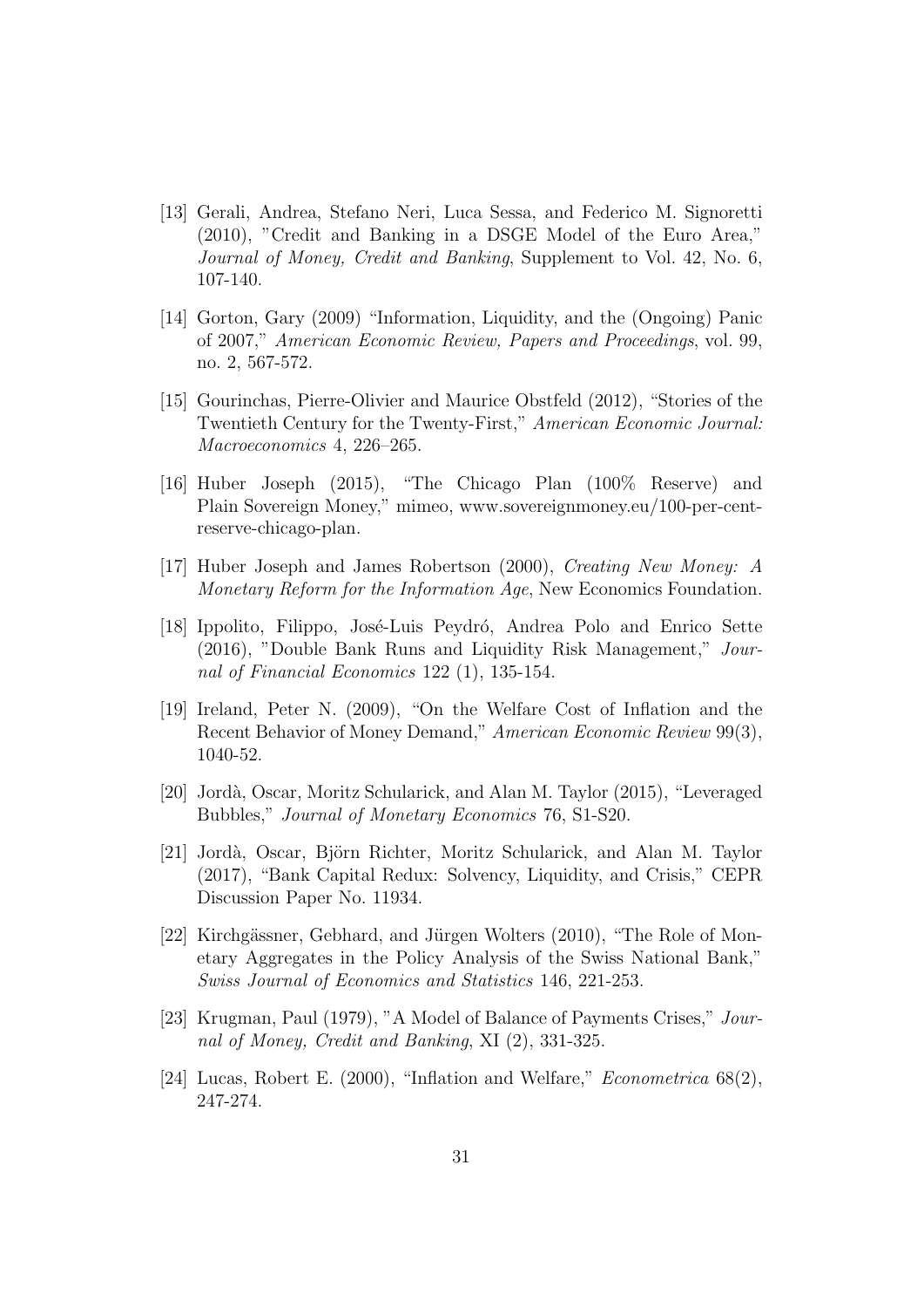[13] Gerali, Andrea, Stefano Neri, Luca Sessa, and Federico M. Signoretti (2010), "Credit and Banking in a DSGE Model of the Euro Area," *Journal of Money, Credit and Banking*, Supplement to Vol. 42, No. 6, 107-140.

[14] Gorton, Gary (2009) "Information, Liquidity, and the (Ongoing) Panic of 2007," *American Economic Review, Papers and Proceedings*, vol. 99, no. 2, 567-572.

[15] Gourinchas, Pierre-Olivier and Maurice Obstfeld (2012), "Stories of the Twentieth Century for the Twenty-First," *American Economic Journal: Macroeconomics* 4, 226–265.

[16] Huber Joseph (2015), "The Chicago Plan (100% Reserve) and Plain Sovereign Money," mimeo, www.sovereignmoney.eu/100-per-cent-reserve-chicago-plan.

[17] Huber Joseph and James Robertson (2000), *Creating New Money: A Monetary Reform for the Information Age*, New Economics Foundation.

[18] Ippolito, Filippo, José-Luis Peydró, Andrea Polo and Enrico Sette (2016), "Double Bank Runs and Liquidity Risk Management," *Journal of Financial Economics* 122 (1), 135-154.

[19] Ireland, Peter N. (2009), "On the Welfare Cost of Inflation and the Recent Behavior of Money Demand," *American Economic Review* 99(3), 1040-52.

[20] Jordà, Oscar, Moritz Schularick, and Alan M. Taylor (2015), "Leveraged Bubbles," *Journal of Monetary Economics* 76, S1-S20.

[21] Jordà, Oscar, Björn Richter, Moritz Schularick, and Alan M. Taylor (2017), "Bank Capital Redux: Solvency, Liquidity, and Crisis," CEPR Discussion Paper No. 11934.

[22] Kirchgässner, Gebhard, and Jürgen Wolters (2010), "The Role of Monetary Aggregates in the Policy Analysis of the Swiss National Bank," *Swiss Journal of Economics and Statistics* 146, 221-253.

[23] Krugman, Paul (1979), "A Model of Balance of Payments Crises," *Journal of Money, Credit and Banking*, XI (2), 331-325.

[24] Lucas, Robert E. (2000), "Inflation and Welfare," *Econometrica* 68(2), 247-274.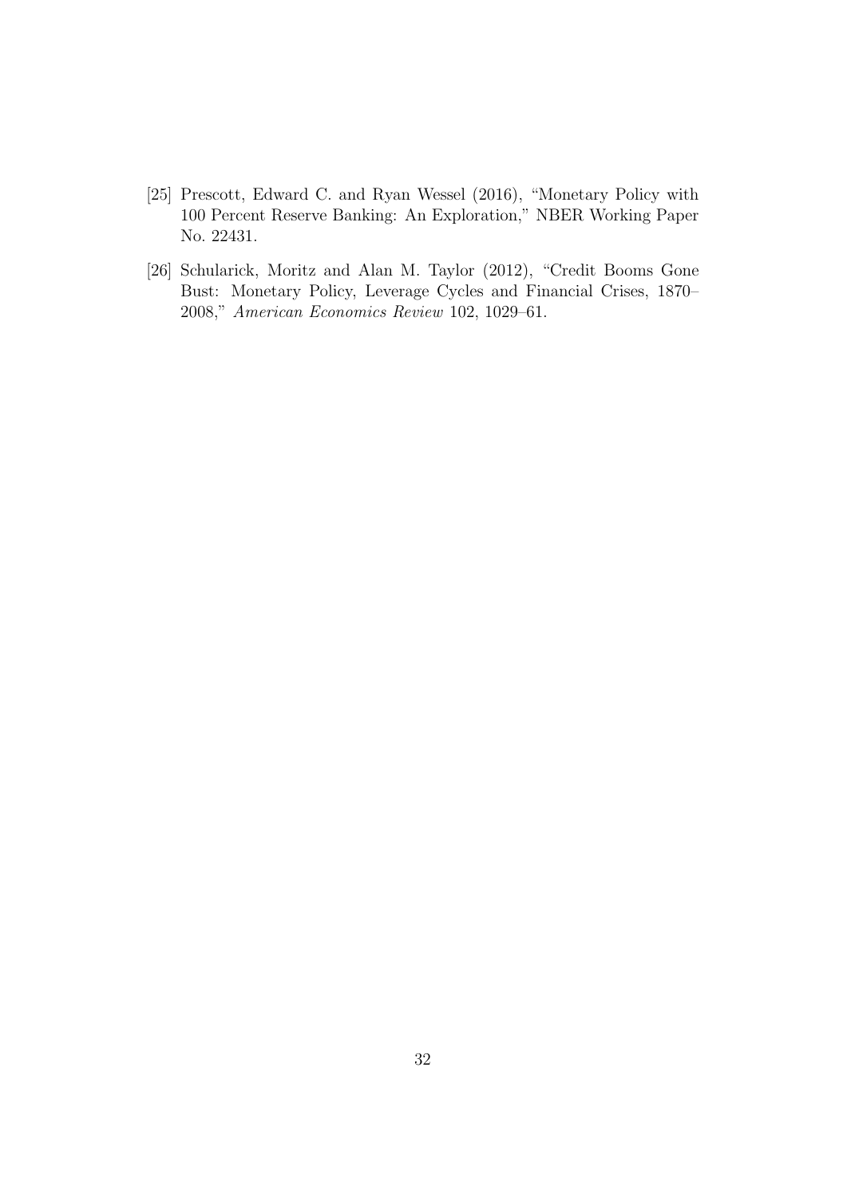[25] Prescott, Edward C. and Ryan Wessel (2016), "Monetary Policy with 100 Percent Reserve Banking: An Exploration," NBER Working Paper No. 22431.

[26] Schularick, Moritz and Alan M. Taylor (2012), "Credit Booms Gone Bust: Monetary Policy, Leverage Cycles and Financial Crises, 1870–2008," *American Economics Review* 102, 1029–61.